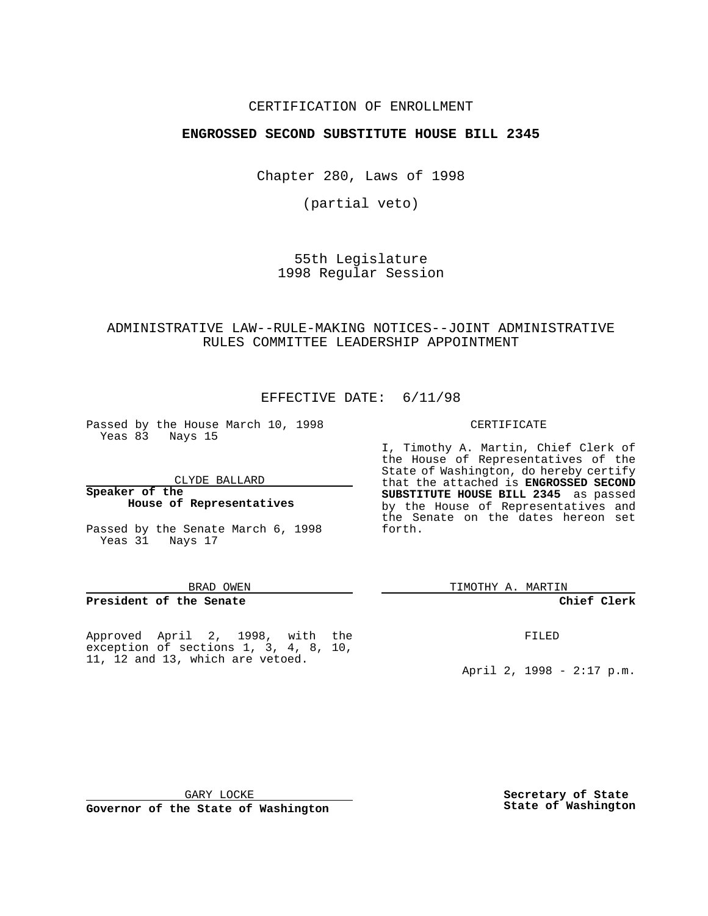CERTIFICATION OF ENROLLMENT

**ENGROSSED SECOND SUBSTITUTE HOUSE BILL 2345**

Chapter 280, Laws of 1998

(partial veto)

55th Legislature
1998 Regular Session

ADMINISTRATIVE LAW--RULE-MAKING NOTICES--JOINT ADMINISTRATIVE RULES COMMITTEE LEADERSHIP APPOINTMENT

EFFECTIVE DATE: 6/11/98

Passed by the House March 10, 1998
Yeas 83 Nays 15

CLYDE BALLARD

**Speaker of the House of Representatives**

Passed by the Senate March 6, 1998
Yeas 31 Nays 17

BRAD OWEN

**President of the Senate**

Approved April 2, 1998, with the exception of sections 1, 3, 4, 8, 10, 11, 12 and 13, which are vetoed.

GARY LOCKE

**Governor of the State of Washington**

CERTIFICATE

I, Timothy A. Martin, Chief Clerk of the House of Representatives of the State of Washington, do hereby certify that the attached is **ENGROSSED SECOND SUBSTITUTE HOUSE BILL 2345** as passed by the House of Representatives and the Senate on the dates hereon set forth.

TIMOTHY A. MARTIN

**Chief Clerk**

FILED

April 2, 1998 - 2:17 p.m.

**Secretary of State**
**State of Washington**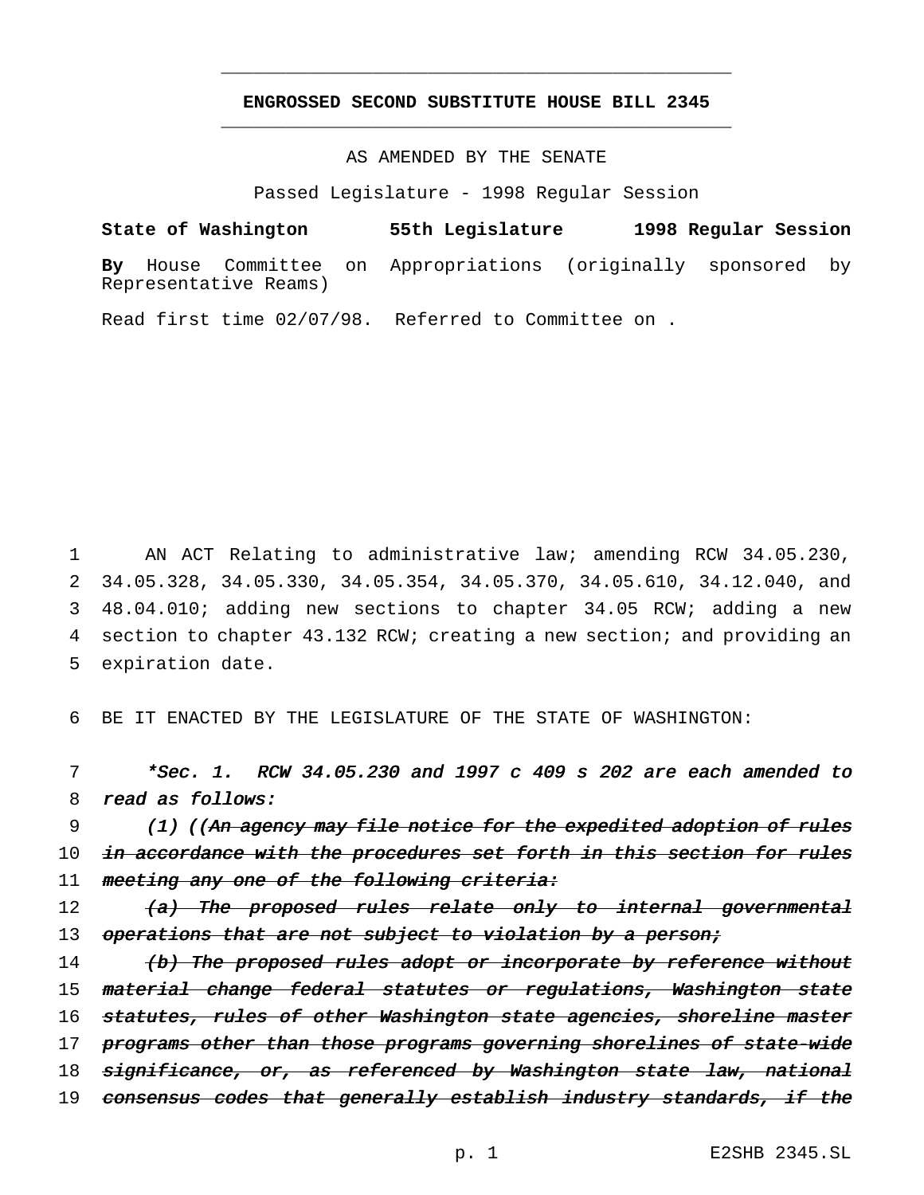# ENGROSSED SECOND SUBSTITUTE HOUSE BILL 2345

AS AMENDED BY THE SENATE

Passed Legislature - 1998 Regular Session

**State of Washington 55th Legislature 1998 Regular Session**

**By** House Committee on Appropriations (originally sponsored by Representative Reams)

Read first time 02/07/98. Referred to Committee on .

1 AN ACT Relating to administrative law; amending RCW 34.05.230,
2 34.05.328, 34.05.330, 34.05.354, 34.05.370, 34.05.610, 34.12.040, and
3 48.04.010; adding new sections to chapter 34.05 RCW; adding a new
4 section to chapter 43.132 RCW; creating a new section; and providing an
5 expiration date.

6 BE IT ENACTED BY THE LEGISLATURE OF THE STATE OF WASHINGTON:

7 ***Sec. 1. RCW 34.05.230 and 1997 c 409 s 202 are each amended to**
8 ***read as follows:***

9 *(1) ((~~An agency may file notice for the expedited adoption of rules~~*
10 *~~in accordance with the procedures set forth in this section for rules~~*
11 *~~meeting any one of the following criteria:~~*

12 *~~(a) The proposed rules relate only to internal governmental~~*
13 *~~operations that are not subject to violation by a person;~~*

14 *~~(b) The proposed rules adopt or incorporate by reference without~~*
15 *~~material change federal statutes or regulations, Washington state~~*
16 *~~statutes, rules of other Washington state agencies, shoreline master~~*
17 *~~programs other than those programs governing shorelines of state-wide~~*
18 *~~significance, or, as referenced by Washington state law, national~~*
19 *~~consensus codes that generally establish industry standards, if the~~*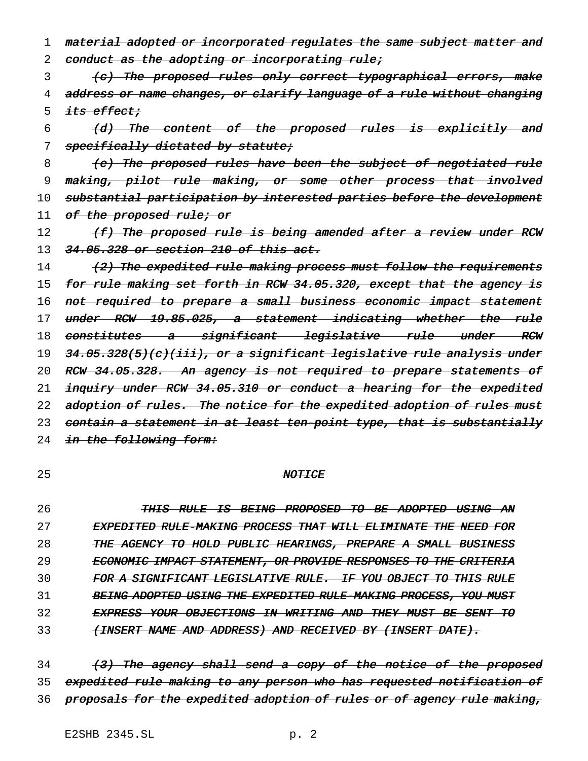~~*material adopted or incorporated regulates the same subject matter and conduct as the adopting or incorporating rule;*~~

~~*(c) The proposed rules only correct typographical errors, make address or name changes, or clarify language of a rule without changing its effect;*~~

~~*(d) The content of the proposed rules is explicitly and specifically dictated by statute;*~~

~~*(e) The proposed rules have been the subject of negotiated rule making, pilot rule making, or some other process that involved substantial participation by interested parties before the development of the proposed rule; or*~~

~~*(f) The proposed rule is being amended after a review under RCW 34.05.328 or section 210 of this act.*~~

~~*(2) The expedited rule-making process must follow the requirements for rule making set forth in RCW 34.05.320, except that the agency is not required to prepare a small business economic impact statement under RCW 19.85.025, a statement indicating whether the rule constitutes a significant legislative rule under RCW 34.05.328(5)(c)(iii), or a significant legislative rule analysis under RCW 34.05.328. An agency is not required to prepare statements of inquiry under RCW 34.05.310 or conduct a hearing for the expedited adoption of rules. The notice for the expedited adoption of rules must contain a statement in at least ten-point type, that is substantially in the following form:*~~

~~***NOTICE***~~

~~THIS RULE IS BEING PROPOSED TO BE ADOPTED USING AN EXPEDITED RULE-MAKING PROCESS THAT WILL ELIMINATE THE NEED FOR THE AGENCY TO HOLD PUBLIC HEARINGS, PREPARE A SMALL BUSINESS ECONOMIC IMPACT STATEMENT, OR PROVIDE RESPONSES TO THE CRITERIA FOR A SIGNIFICANT LEGISLATIVE RULE. IF YOU OBJECT TO THIS RULE BEING ADOPTED USING THE EXPEDITED RULE-MAKING PROCESS, YOU MUST EXPRESS YOUR OBJECTIONS IN WRITING AND THEY MUST BE SENT TO (INSERT NAME AND ADDRESS) AND RECEIVED BY (INSERT DATE).~~

~~*(3) The agency shall send a copy of the notice of the proposed expedited rule making to any person who has requested notification of proposals for the expedited adoption of rules or of agency rule making,*~~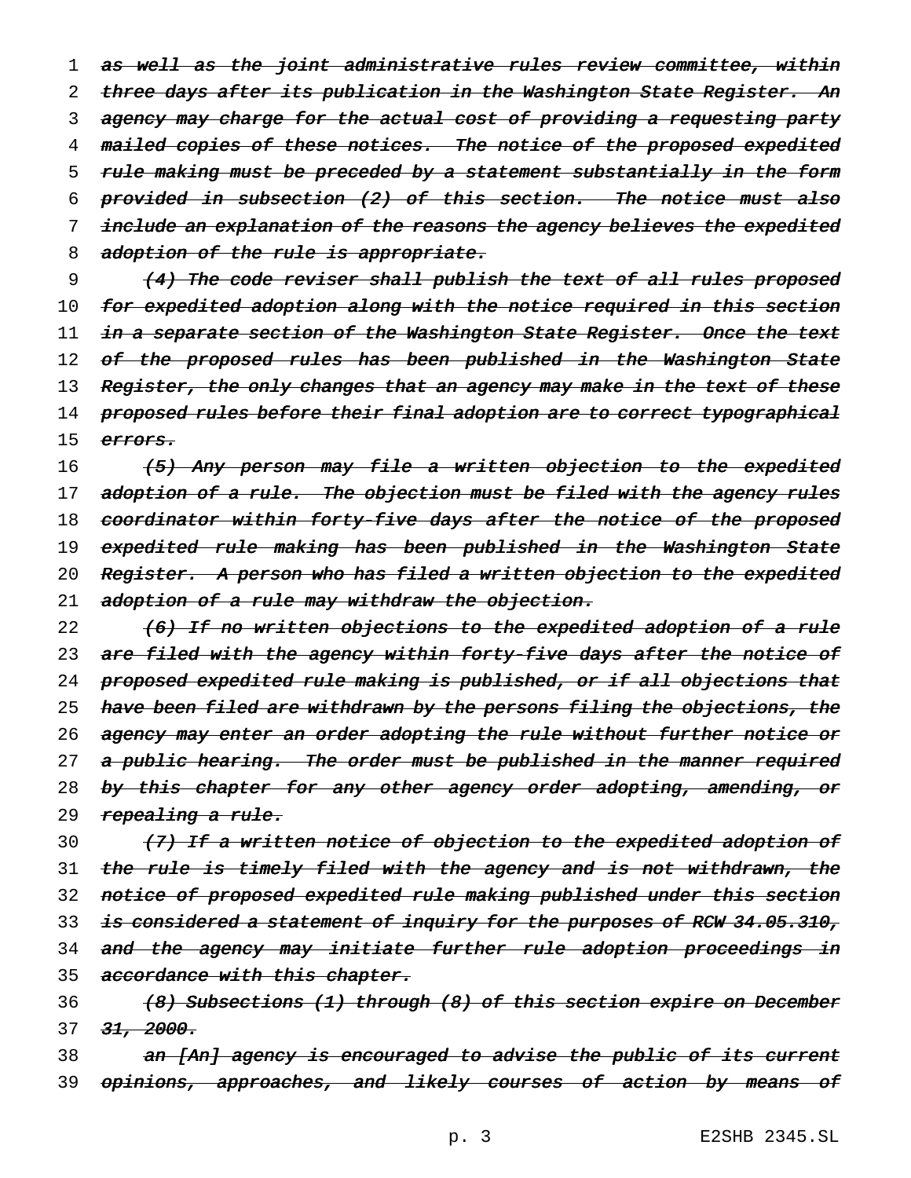~~as well as the joint administrative rules review committee, within three days after its publication in the Washington State Register. An agency may charge for the actual cost of providing a requesting party mailed copies of these notices. The notice of the proposed expedited rule making must be preceded by a statement substantially in the form provided in subsection (2) of this section. The notice must also include an explanation of the reasons the agency believes the expedited adoption of the rule is appropriate.~~

~~(4) The code reviser shall publish the text of all rules proposed for expedited adoption along with the notice required in this section in a separate section of the Washington State Register. Once the text of the proposed rules has been published in the Washington State Register, the only changes that an agency may make in the text of these proposed rules before their final adoption are to correct typographical errors.~~

~~(5) Any person may file a written objection to the expedited adoption of a rule. The objection must be filed with the agency rules coordinator within forty-five days after the notice of the proposed expedited rule making has been published in the Washington State Register. A person who has filed a written objection to the expedited adoption of a rule may withdraw the objection.~~

~~(6) If no written objections to the expedited adoption of a rule are filed with the agency within forty-five days after the notice of proposed expedited rule making is published, or if all objections that have been filed are withdrawn by the persons filing the objections, the agency may enter an order adopting the rule without further notice or a public hearing. The order must be published in the manner required by this chapter for any other agency order adopting, amending, or repealing a rule.~~

~~(7) If a written notice of objection to the expedited adoption of the rule is timely filed with the agency and is not withdrawn, the notice of proposed expedited rule making published under this section is considered a statement of inquiry for the purposes of RCW 34.05.310, and the agency may initiate further rule adoption proceedings in accordance with this chapter.~~

~~(8) Subsections (1) through (8) of this section expire on December 31, 2000.~~

~~an [An] agency is encouraged to advise the public of its current opinions, approaches, and likely courses of action by means of~~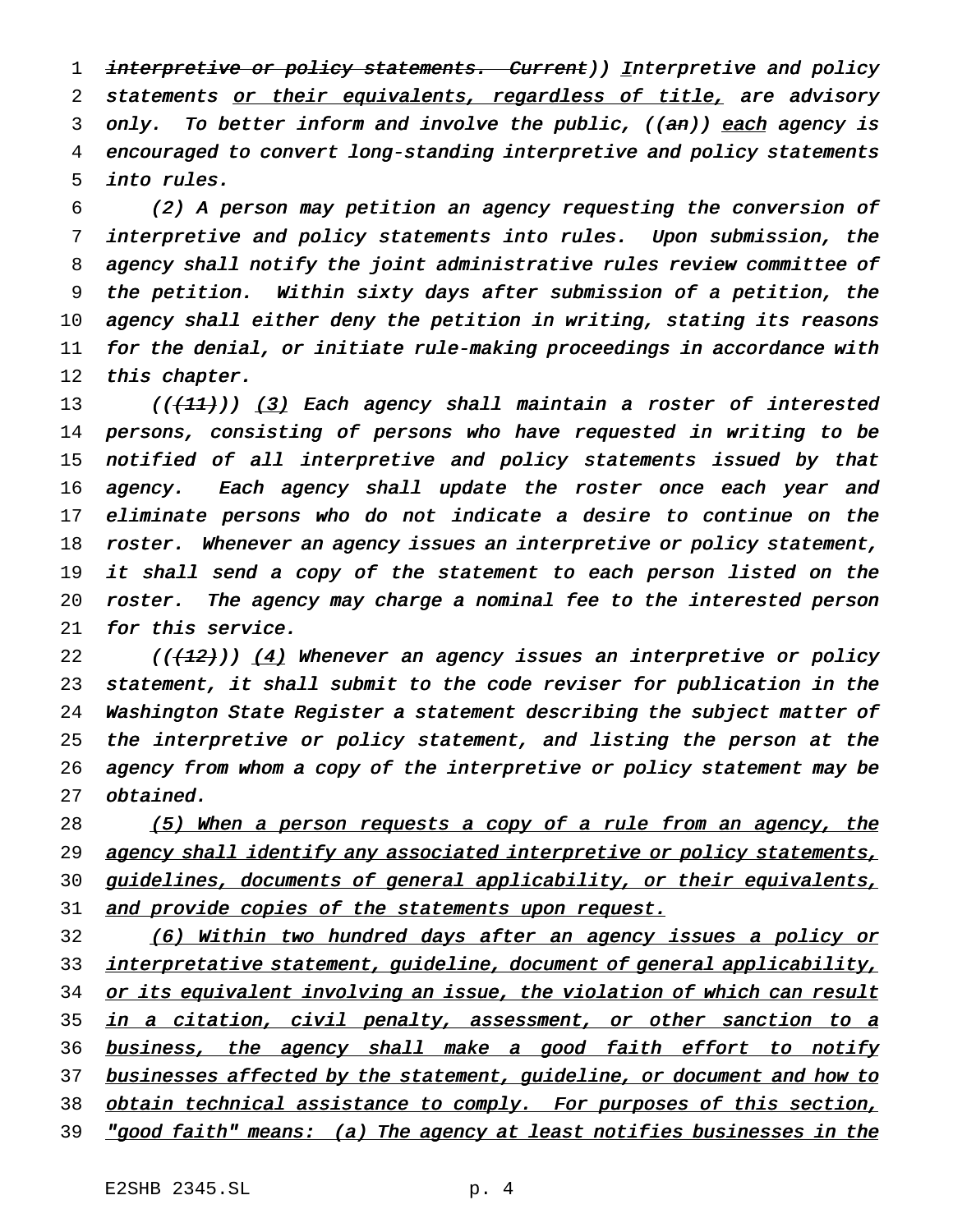~~interpretive or policy statements. Current~~)) Interpretive and policy statements or their equivalents, regardless of title, are advisory only. To better inform and involve the public, ((~~an~~)) each agency is encouraged to convert long-standing interpretive and policy statements into rules.

(2) A person may petition an agency requesting the conversion of interpretive and policy statements into rules. Upon submission, the agency shall notify the joint administrative rules review committee of the petition. Within sixty days after submission of a petition, the agency shall either deny the petition in writing, stating its reasons for the denial, or initiate rule-making proceedings in accordance with this chapter.

((~~(11)~~)) (3) Each agency shall maintain a roster of interested persons, consisting of persons who have requested in writing to be notified of all interpretive and policy statements issued by that agency. Each agency shall update the roster once each year and eliminate persons who do not indicate a desire to continue on the roster. Whenever an agency issues an interpretive or policy statement, it shall send a copy of the statement to each person listed on the roster. The agency may charge a nominal fee to the interested person for this service.

((~~(12)~~)) (4) Whenever an agency issues an interpretive or policy statement, it shall submit to the code reviser for publication in the Washington State Register a statement describing the subject matter of the interpretive or policy statement, and listing the person at the agency from whom a copy of the interpretive or policy statement may be obtained.

(5) When a person requests a copy of a rule from an agency, the agency shall identify any associated interpretive or policy statements, guidelines, documents of general applicability, or their equivalents, and provide copies of the statements upon request.

(6) Within two hundred days after an agency issues a policy or interpretative statement, guideline, document of general applicability, or its equivalent involving an issue, the violation of which can result in a citation, civil penalty, assessment, or other sanction to a business, the agency shall make a good faith effort to notify businesses affected by the statement, guideline, or document and how to obtain technical assistance to comply. For purposes of this section, "good faith" means: (a) The agency at least notifies businesses in the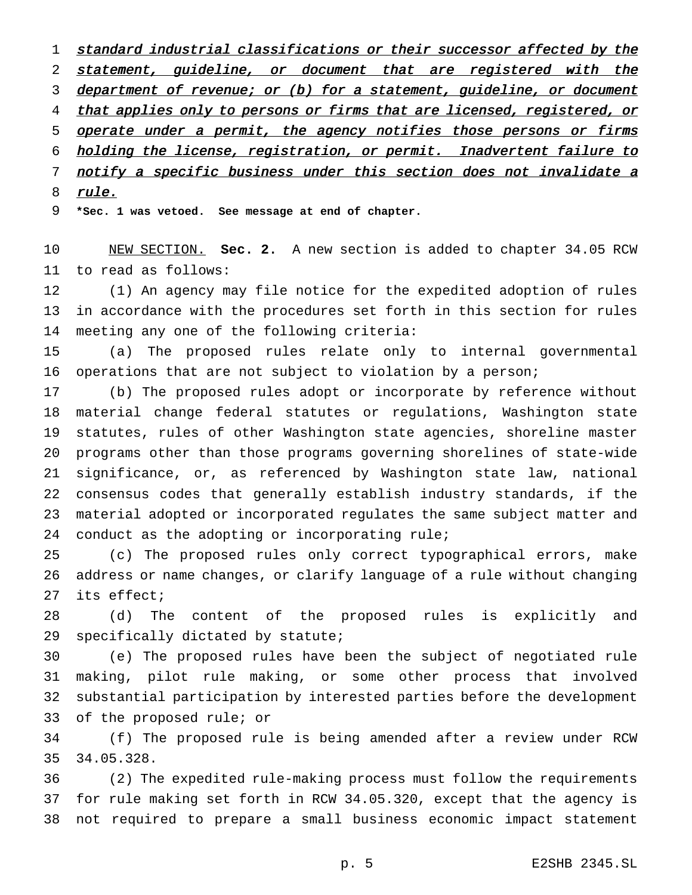*standard industrial classifications or their successor affected by the statement, guideline, or document that are registered with the department of revenue; or (b) for a statement, guideline, or document that applies only to persons or firms that are licensed, registered, or operate under a permit, the agency notifies those persons or firms holding the license, registration, or permit. Inadvertent failure to notify a specific business under this section does not invalidate a rule.*

**\*Sec. 1 was vetoed. See message at end of chapter.**

NEW SECTION. **Sec. 2.** A new section is added to chapter 34.05 RCW to read as follows:

(1) An agency may file notice for the expedited adoption of rules in accordance with the procedures set forth in this section for rules meeting any one of the following criteria:

(a) The proposed rules relate only to internal governmental operations that are not subject to violation by a person;

(b) The proposed rules adopt or incorporate by reference without material change federal statutes or regulations, Washington state statutes, rules of other Washington state agencies, shoreline master programs other than those programs governing shorelines of state-wide significance, or, as referenced by Washington state law, national consensus codes that generally establish industry standards, if the material adopted or incorporated regulates the same subject matter and conduct as the adopting or incorporating rule;

(c) The proposed rules only correct typographical errors, make address or name changes, or clarify language of a rule without changing its effect;

(d) The content of the proposed rules is explicitly and specifically dictated by statute;

(e) The proposed rules have been the subject of negotiated rule making, pilot rule making, or some other process that involved substantial participation by interested parties before the development of the proposed rule; or

(f) The proposed rule is being amended after a review under RCW 34.05.328.

(2) The expedited rule-making process must follow the requirements for rule making set forth in RCW 34.05.320, except that the agency is not required to prepare a small business economic impact statement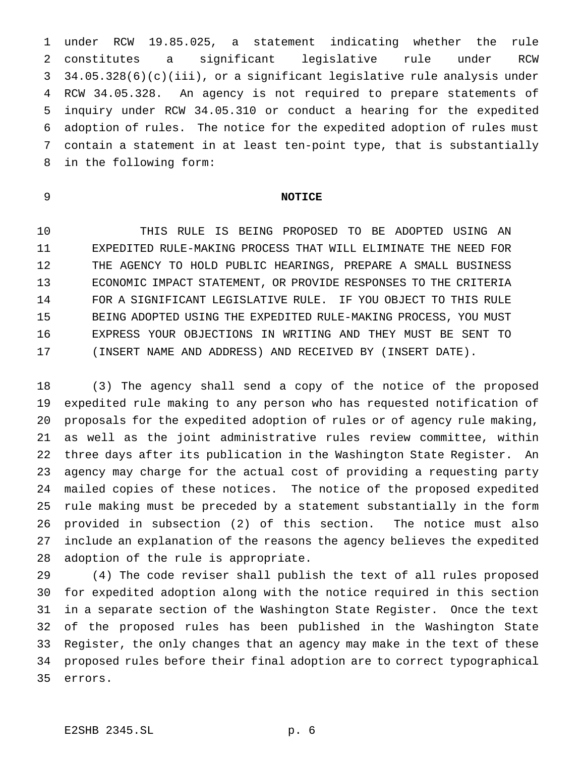under RCW 19.85.025, a statement indicating whether the rule constitutes a significant legislative rule under RCW 34.05.328(6)(c)(iii), or a significant legislative rule analysis under RCW 34.05.328. An agency is not required to prepare statements of inquiry under RCW 34.05.310 or conduct a hearing for the expedited adoption of rules. The notice for the expedited adoption of rules must contain a statement in at least ten-point type, that is substantially in the following form:

**NOTICE**

THIS RULE IS BEING PROPOSED TO BE ADOPTED USING AN EXPEDITED RULE-MAKING PROCESS THAT WILL ELIMINATE THE NEED FOR THE AGENCY TO HOLD PUBLIC HEARINGS, PREPARE A SMALL BUSINESS ECONOMIC IMPACT STATEMENT, OR PROVIDE RESPONSES TO THE CRITERIA FOR A SIGNIFICANT LEGISLATIVE RULE. IF YOU OBJECT TO THIS RULE BEING ADOPTED USING THE EXPEDITED RULE-MAKING PROCESS, YOU MUST EXPRESS YOUR OBJECTIONS IN WRITING AND THEY MUST BE SENT TO (INSERT NAME AND ADDRESS) AND RECEIVED BY (INSERT DATE).

(3) The agency shall send a copy of the notice of the proposed expedited rule making to any person who has requested notification of proposals for the expedited adoption of rules or of agency rule making, as well as the joint administrative rules review committee, within three days after its publication in the Washington State Register. An agency may charge for the actual cost of providing a requesting party mailed copies of these notices. The notice of the proposed expedited rule making must be preceded by a statement substantially in the form provided in subsection (2) of this section. The notice must also include an explanation of the reasons the agency believes the expedited adoption of the rule is appropriate.

(4) The code reviser shall publish the text of all rules proposed for expedited adoption along with the notice required in this section in a separate section of the Washington State Register. Once the text of the proposed rules has been published in the Washington State Register, the only changes that an agency may make in the text of these proposed rules before their final adoption are to correct typographical errors.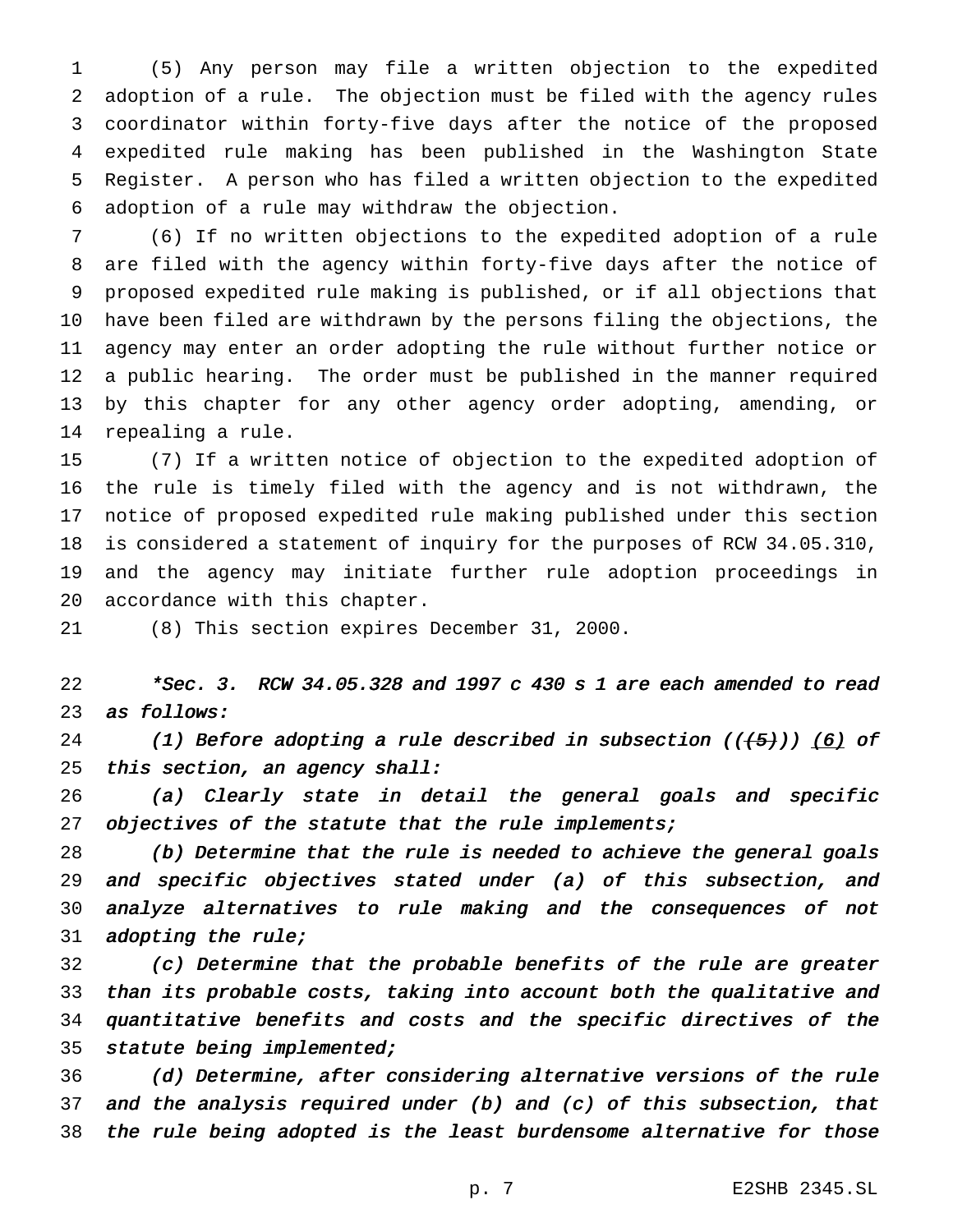(5) Any person may file a written objection to the expedited adoption of a rule. The objection must be filed with the agency rules coordinator within forty-five days after the notice of the proposed expedited rule making has been published in the Washington State Register. A person who has filed a written objection to the expedited adoption of a rule may withdraw the objection.

(6) If no written objections to the expedited adoption of a rule are filed with the agency within forty-five days after the notice of proposed expedited rule making is published, or if all objections that have been filed are withdrawn by the persons filing the objections, the agency may enter an order adopting the rule without further notice or a public hearing. The order must be published in the manner required by this chapter for any other agency order adopting, amending, or repealing a rule.

(7) If a written notice of objection to the expedited adoption of the rule is timely filed with the agency and is not withdrawn, the notice of proposed expedited rule making published under this section is considered a statement of inquiry for the purposes of RCW 34.05.310, and the agency may initiate further rule adoption proceedings in accordance with this chapter.

(8) This section expires December 31, 2000.

*\*Sec. 3. RCW 34.05.328 and 1997 c 430 s 1 are each amended to read as follows:*

*(1) Before adopting a rule described in subsection ((~~(5)~~)) <u>(6)</u> of this section, an agency shall:*

*(a) Clearly state in detail the general goals and specific objectives of the statute that the rule implements;*

*(b) Determine that the rule is needed to achieve the general goals and specific objectives stated under (a) of this subsection, and analyze alternatives to rule making and the consequences of not adopting the rule;*

*(c) Determine that the probable benefits of the rule are greater than its probable costs, taking into account both the qualitative and quantitative benefits and costs and the specific directives of the statute being implemented;*

*(d) Determine, after considering alternative versions of the rule and the analysis required under (b) and (c) of this subsection, that the rule being adopted is the least burdensome alternative for those*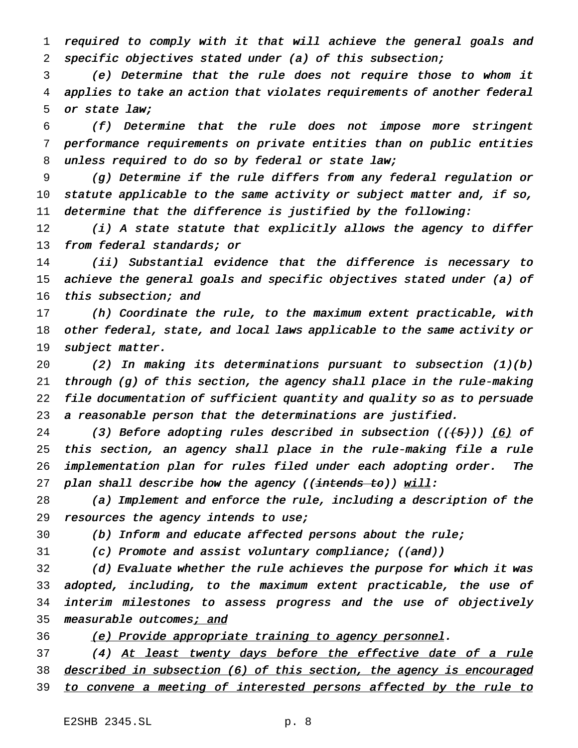required to comply with it that will achieve the general goals and specific objectives stated under (a) of this subsection;

(e) Determine that the rule does not require those to whom it applies to take an action that violates requirements of another federal or state law;

(f) Determine that the rule does not impose more stringent performance requirements on private entities than on public entities unless required to do so by federal or state law;

(g) Determine if the rule differs from any federal regulation or statute applicable to the same activity or subject matter and, if so, determine that the difference is justified by the following:

(i) A state statute that explicitly allows the agency to differ from federal standards; or

(ii) Substantial evidence that the difference is necessary to achieve the general goals and specific objectives stated under (a) of this subsection; and

(h) Coordinate the rule, to the maximum extent practicable, with other federal, state, and local laws applicable to the same activity or subject matter.

(2) In making its determinations pursuant to subsection (1)(b) through (g) of this section, the agency shall place in the rule-making file documentation of sufficient quantity and quality so as to persuade a reasonable person that the determinations are justified.

(3) Before adopting rules described in subsection ((~~(5)~~)) <u>(6)</u> of this section, an agency shall place in the rule-making file a rule implementation plan for rules filed under each adopting order. The plan shall describe how the agency ((~~intends to~~)) <u>will</u>:

(a) Implement and enforce the rule, including a description of the resources the agency intends to use;

(b) Inform and educate affected persons about the rule;

(c) Promote and assist voluntary compliance; ((~~and~~))

(d) Evaluate whether the rule achieves the purpose for which it was adopted, including, to the maximum extent practicable, the use of interim milestones to assess progress and the use of objectively measurable outcomes<u>; and</u>

<u>(e) Provide appropriate training to agency personnel</u>.

(4) <u>At least twenty days before the effective date of a rule described in subsection (6) of this section, the agency is encouraged to convene a meeting of interested persons affected by the rule to</u>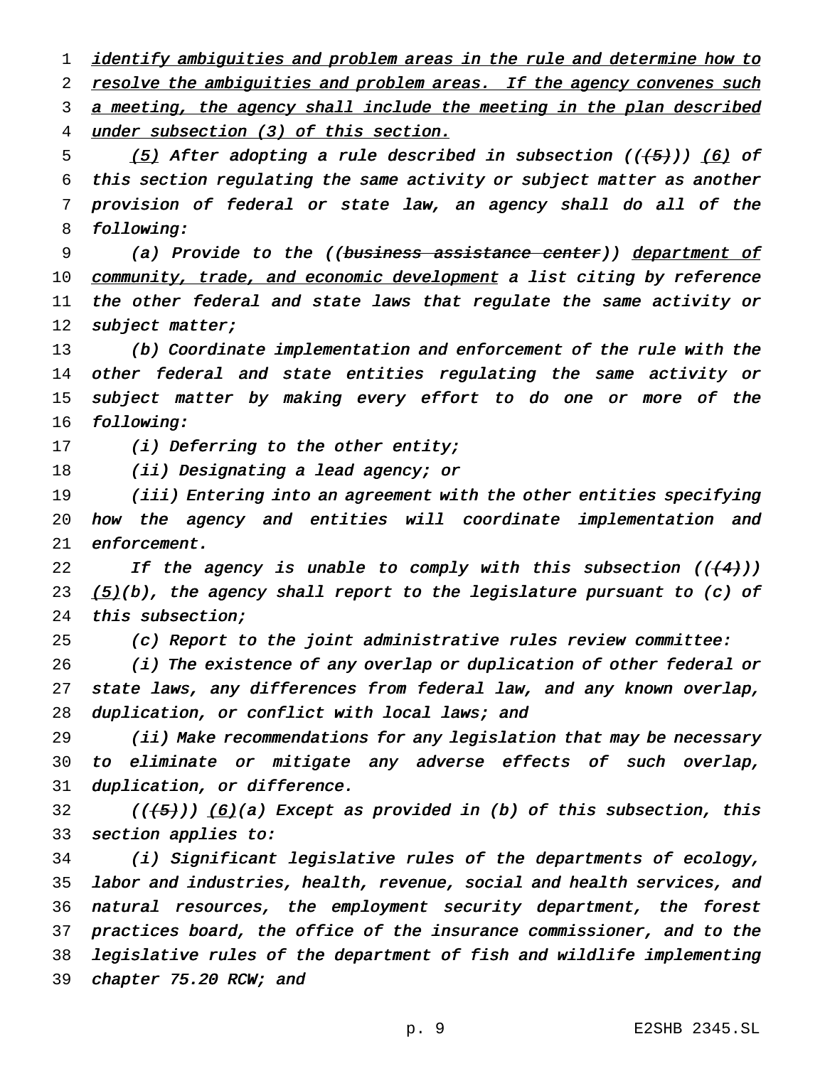identify ambiguities and problem areas in the rule and determine how to resolve the ambiguities and problem areas. If the agency convenes such a meeting, the agency shall include the meeting in the plan described under subsection (3) of this section.

(5) After adopting a rule described in subsection ((~~(5)~~)) (6) of this section regulating the same activity or subject matter as another provision of federal or state law, an agency shall do all of the following:

(a) Provide to the ((~~business assistance center~~)) department of community, trade, and economic development a list citing by reference the other federal and state laws that regulate the same activity or subject matter;

(b) Coordinate implementation and enforcement of the rule with the other federal and state entities regulating the same activity or subject matter by making every effort to do one or more of the following:

(i) Deferring to the other entity;

(ii) Designating a lead agency; or

(iii) Entering into an agreement with the other entities specifying how the agency and entities will coordinate implementation and enforcement.

If the agency is unable to comply with this subsection ((~~(4)~~)) (5)(b), the agency shall report to the legislature pursuant to (c) of this subsection;

(c) Report to the joint administrative rules review committee:

(i) The existence of any overlap or duplication of other federal or state laws, any differences from federal law, and any known overlap, duplication, or conflict with local laws; and

(ii) Make recommendations for any legislation that may be necessary to eliminate or mitigate any adverse effects of such overlap, duplication, or difference.

((~~(5)~~)) (6)(a) Except as provided in (b) of this subsection, this section applies to:

(i) Significant legislative rules of the departments of ecology, labor and industries, health, revenue, social and health services, and natural resources, the employment security department, the forest practices board, the office of the insurance commissioner, and to the legislative rules of the department of fish and wildlife implementing chapter 75.20 RCW; and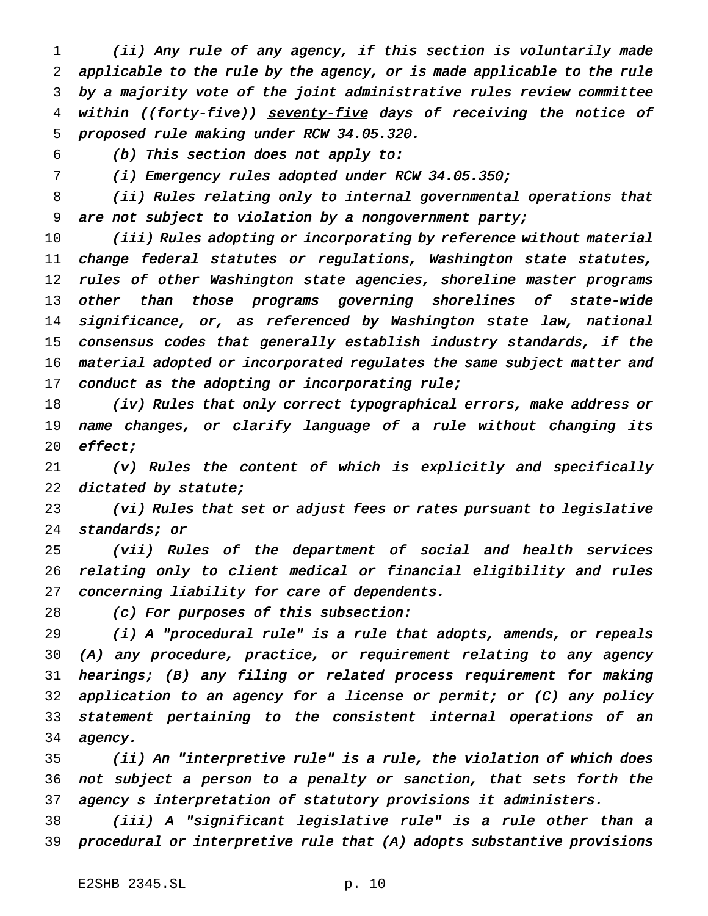(ii) Any rule of any agency, if this section is voluntarily made applicable to the rule by the agency, or is made applicable to the rule by a majority vote of the joint administrative rules review committee within ((~~forty-five~~)) <u>seventy-five</u> days of receiving the notice of proposed rule making under RCW 34.05.320.

(b) This section does not apply to:

(i) Emergency rules adopted under RCW 34.05.350;

(ii) Rules relating only to internal governmental operations that are not subject to violation by a nongovernment party;

(iii) Rules adopting or incorporating by reference without material change federal statutes or regulations, Washington state statutes, rules of other Washington state agencies, shoreline master programs other than those programs governing shorelines of state-wide significance, or, as referenced by Washington state law, national consensus codes that generally establish industry standards, if the material adopted or incorporated regulates the same subject matter and conduct as the adopting or incorporating rule;

(iv) Rules that only correct typographical errors, make address or name changes, or clarify language of a rule without changing its effect;

(v) Rules the content of which is explicitly and specifically dictated by statute;

(vi) Rules that set or adjust fees or rates pursuant to legislative standards; or

(vii) Rules of the department of social and health services relating only to client medical or financial eligibility and rules concerning liability for care of dependents.

(c) For purposes of this subsection:

(i) A "procedural rule" is a rule that adopts, amends, or repeals (A) any procedure, practice, or requirement relating to any agency hearings; (B) any filing or related process requirement for making application to an agency for a license or permit; or (C) any policy statement pertaining to the consistent internal operations of an agency.

(ii) An "interpretive rule" is a rule, the violation of which does not subject a person to a penalty or sanction, that sets forth the agency s interpretation of statutory provisions it administers.

(iii) A "significant legislative rule" is a rule other than a procedural or interpretive rule that (A) adopts substantive provisions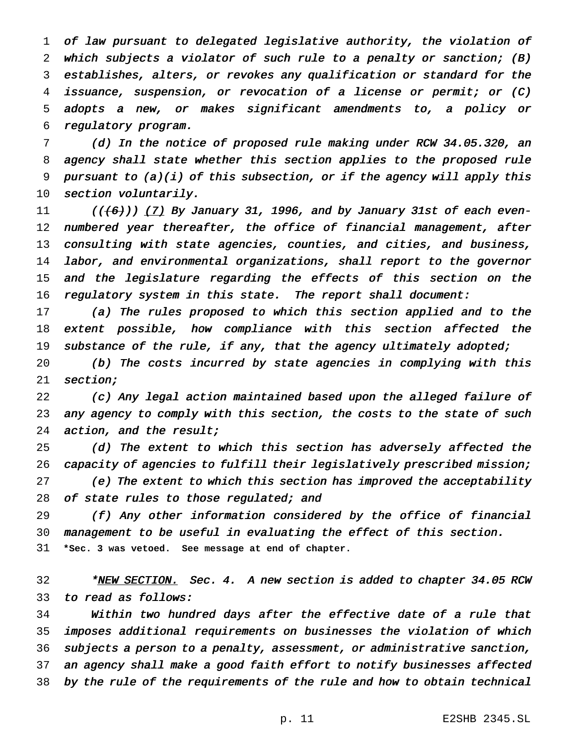*of law pursuant to delegated legislative authority, the violation of which subjects a violator of such rule to a penalty or sanction; (B) establishes, alters, or revokes any qualification or standard for the issuance, suspension, or revocation of a license or permit; or (C) adopts a new, or makes significant amendments to, a policy or regulatory program.*

*(d) In the notice of proposed rule making under RCW 34.05.320, an agency shall state whether this section applies to the proposed rule pursuant to (a)(i) of this subsection, or if the agency will apply this section voluntarily.*

*~~((6))~~ (7) By January 31, 1996, and by January 31st of each even-numbered year thereafter, the office of financial management, after consulting with state agencies, counties, and cities, and business, labor, and environmental organizations, shall report to the governor and the legislature regarding the effects of this section on the regulatory system in this state. The report shall document:*

*(a) The rules proposed to which this section applied and to the extent possible, how compliance with this section affected the substance of the rule, if any, that the agency ultimately adopted;*

*(b) The costs incurred by state agencies in complying with this section;*

*(c) Any legal action maintained based upon the alleged failure of any agency to comply with this section, the costs to the state of such action, and the result;*

*(d) The extent to which this section has adversely affected the capacity of agencies to fulfill their legislatively prescribed mission;*

*(e) The extent to which this section has improved the acceptability of state rules to those regulated; and*

*(f) Any other information considered by the office of financial management to be useful in evaluating the effect of this section.*

**\*Sec. 3 was vetoed. See message at end of chapter.**

*\*NEW SECTION. Sec. 4. A new section is added to chapter 34.05 RCW to read as follows:*

*Within two hundred days after the effective date of a rule that imposes additional requirements on businesses the violation of which subjects a person to a penalty, assessment, or administrative sanction, an agency shall make a good faith effort to notify businesses affected by the rule of the requirements of the rule and how to obtain technical*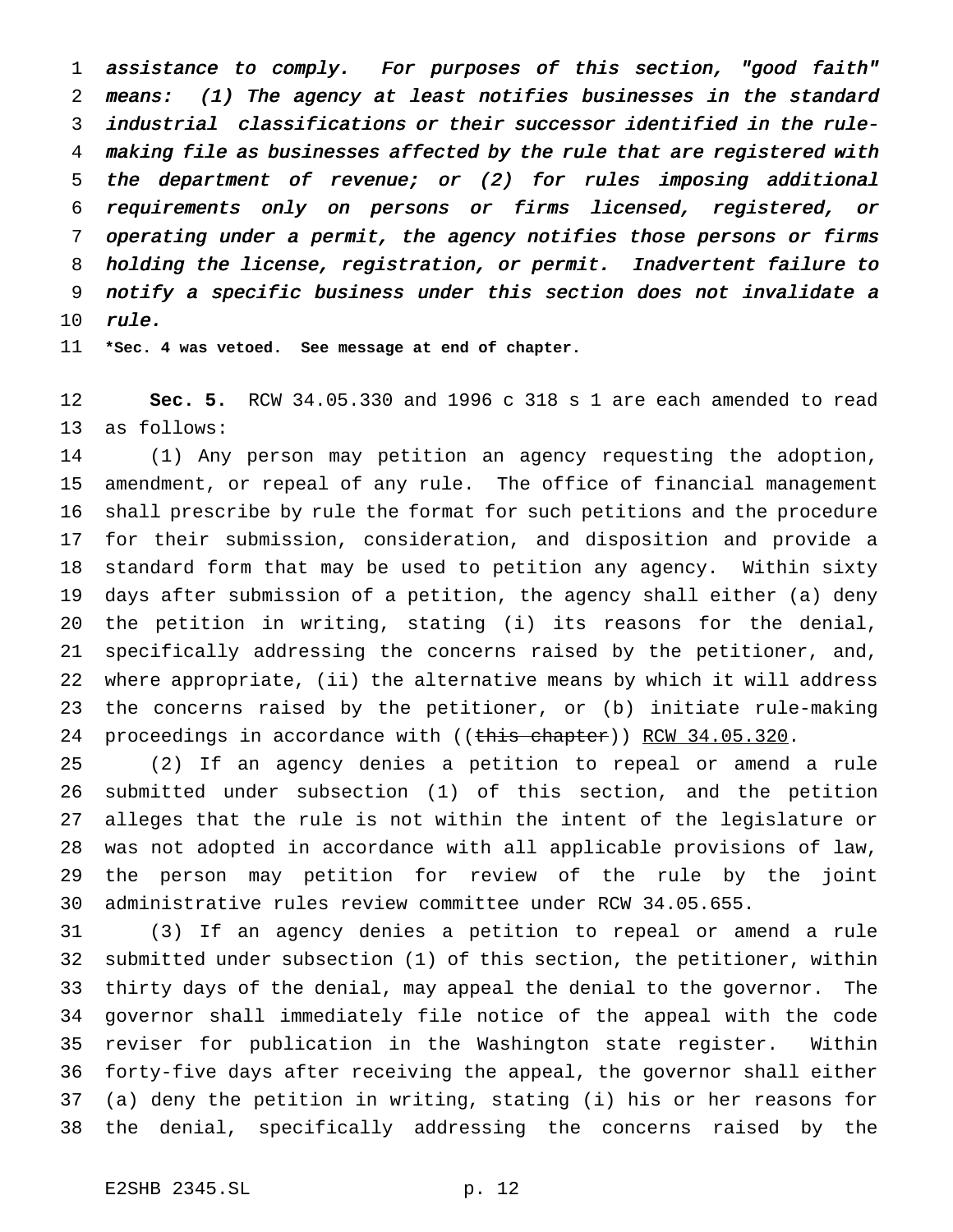*assistance to comply. For purposes of this section, "good faith" means: (1) The agency at least notifies businesses in the standard industrial classifications or their successor identified in the rule-making file as businesses affected by the rule that are registered with the department of revenue; or (2) for rules imposing additional requirements only on persons or firms licensed, registered, or operating under a permit, the agency notifies those persons or firms holding the license, registration, or permit. Inadvertent failure to notify a specific business under this section does not invalidate a rule.*

**\*Sec. 4 was vetoed. See message at end of chapter.**

**Sec. 5.** RCW 34.05.330 and 1996 c 318 s 1 are each amended to read as follows:

(1) Any person may petition an agency requesting the adoption, amendment, or repeal of any rule. The office of financial management shall prescribe by rule the format for such petitions and the procedure for their submission, consideration, and disposition and provide a standard form that may be used to petition any agency. Within sixty days after submission of a petition, the agency shall either (a) deny the petition in writing, stating (i) its reasons for the denial, specifically addressing the concerns raised by the petitioner, and, where appropriate, (ii) the alternative means by which it will address the concerns raised by the petitioner, or (b) initiate rule-making proceedings in accordance with ((~~this chapter~~)) <u>RCW 34.05.320</u>.

(2) If an agency denies a petition to repeal or amend a rule submitted under subsection (1) of this section, and the petition alleges that the rule is not within the intent of the legislature or was not adopted in accordance with all applicable provisions of law, the person may petition for review of the rule by the joint administrative rules review committee under RCW 34.05.655.

(3) If an agency denies a petition to repeal or amend a rule submitted under subsection (1) of this section, the petitioner, within thirty days of the denial, may appeal the denial to the governor. The governor shall immediately file notice of the appeal with the code reviser for publication in the Washington state register. Within forty-five days after receiving the appeal, the governor shall either (a) deny the petition in writing, stating (i) his or her reasons for the denial, specifically addressing the concerns raised by the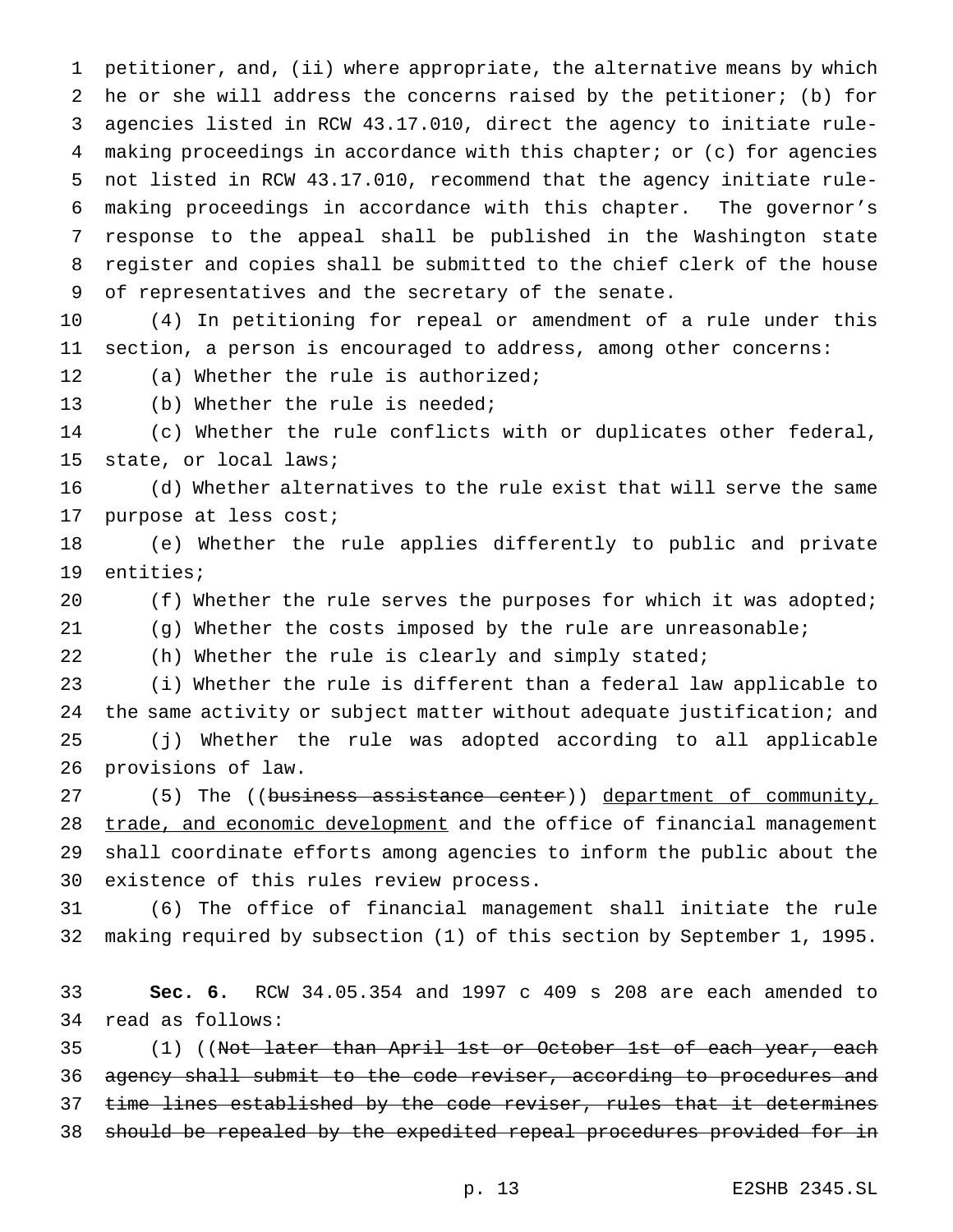petitioner, and, (ii) where appropriate, the alternative means by which he or she will address the concerns raised by the petitioner; (b) for agencies listed in RCW 43.17.010, direct the agency to initiate rule-making proceedings in accordance with this chapter; or (c) for agencies not listed in RCW 43.17.010, recommend that the agency initiate rule-making proceedings in accordance with this chapter. The governor's response to the appeal shall be published in the Washington state register and copies shall be submitted to the chief clerk of the house of representatives and the secretary of the senate.

(4) In petitioning for repeal or amendment of a rule under this section, a person is encouraged to address, among other concerns:

(a) Whether the rule is authorized;

(b) Whether the rule is needed;

(c) Whether the rule conflicts with or duplicates other federal, state, or local laws;

(d) Whether alternatives to the rule exist that will serve the same purpose at less cost;

(e) Whether the rule applies differently to public and private entities;

(f) Whether the rule serves the purposes for which it was adopted;

(g) Whether the costs imposed by the rule are unreasonable;

(h) Whether the rule is clearly and simply stated;

(i) Whether the rule is different than a federal law applicable to the same activity or subject matter without adequate justification; and

(j) Whether the rule was adopted according to all applicable provisions of law.

(5) The ((~~business assistance center~~)) <u>department of community, trade, and economic development</u> and the office of financial management shall coordinate efforts among agencies to inform the public about the existence of this rules review process.

(6) The office of financial management shall initiate the rule making required by subsection (1) of this section by September 1, 1995.

**Sec. 6.** RCW 34.05.354 and 1997 c 409 s 208 are each amended to read as follows:

(1) ((~~Not later than April 1st or October 1st of each year, each agency shall submit to the code reviser, according to procedures and time lines established by the code reviser, rules that it determines should be repealed by the expedited repeal procedures provided for in~~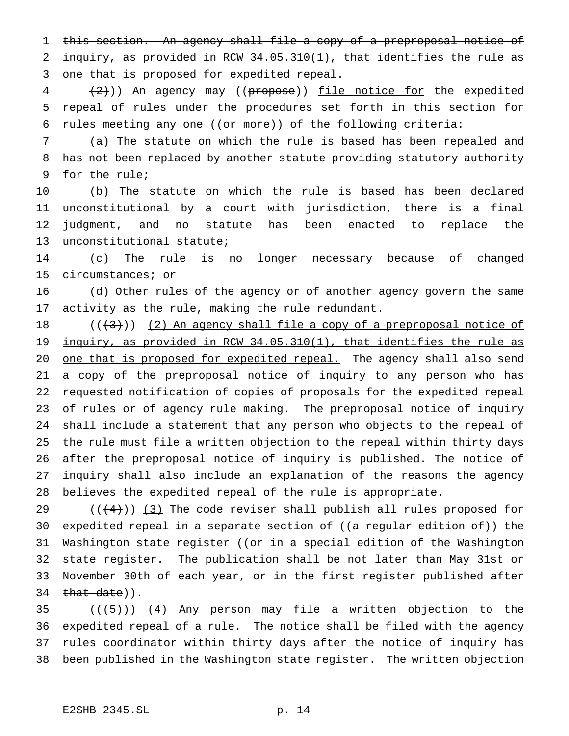~~this section. An agency shall file a copy of a preproposal notice of inquiry, as provided in RCW 34.05.310(1), that identifies the rule as one that is proposed for expedited repeal.~~

~~(2)~~)) An agency may ((~~propose~~)) <u>file notice for</u> the expedited repeal of rules <u>under the procedures set forth in this section for rules</u> meeting <u>any</u> one ((~~or more~~)) of the following criteria:

(a) The statute on which the rule is based has been repealed and has not been replaced by another statute providing statutory authority for the rule;

(b) The statute on which the rule is based has been declared unconstitutional by a court with jurisdiction, there is a final judgment, and no statute has been enacted to replace the unconstitutional statute;

(c) The rule is no longer necessary because of changed circumstances; or

(d) Other rules of the agency or of another agency govern the same activity as the rule, making the rule redundant.

((~~(3)~~)) <u>(2) An agency shall file a copy of a preproposal notice of inquiry, as provided in RCW 34.05.310(1), that identifies the rule as one that is proposed for expedited repeal.</u> The agency shall also send a copy of the preproposal notice of inquiry to any person who has requested notification of copies of proposals for the expedited repeal of rules or of agency rule making. The preproposal notice of inquiry shall include a statement that any person who objects to the repeal of the rule must file a written objection to the repeal within thirty days after the preproposal notice of inquiry is published. The notice of inquiry shall also include an explanation of the reasons the agency believes the expedited repeal of the rule is appropriate.

((~~(4)~~)) <u>(3)</u> The code reviser shall publish all rules proposed for expedited repeal in a separate section of ((~~a regular edition of~~)) the Washington state register ((~~or in a special edition of the Washington state register. The publication shall be not later than May 31st or November 30th of each year, or in the first register published after that date~~)).

((~~(5)~~)) <u>(4)</u> Any person may file a written objection to the expedited repeal of a rule. The notice shall be filed with the agency rules coordinator within thirty days after the notice of inquiry has been published in the Washington state register. The written objection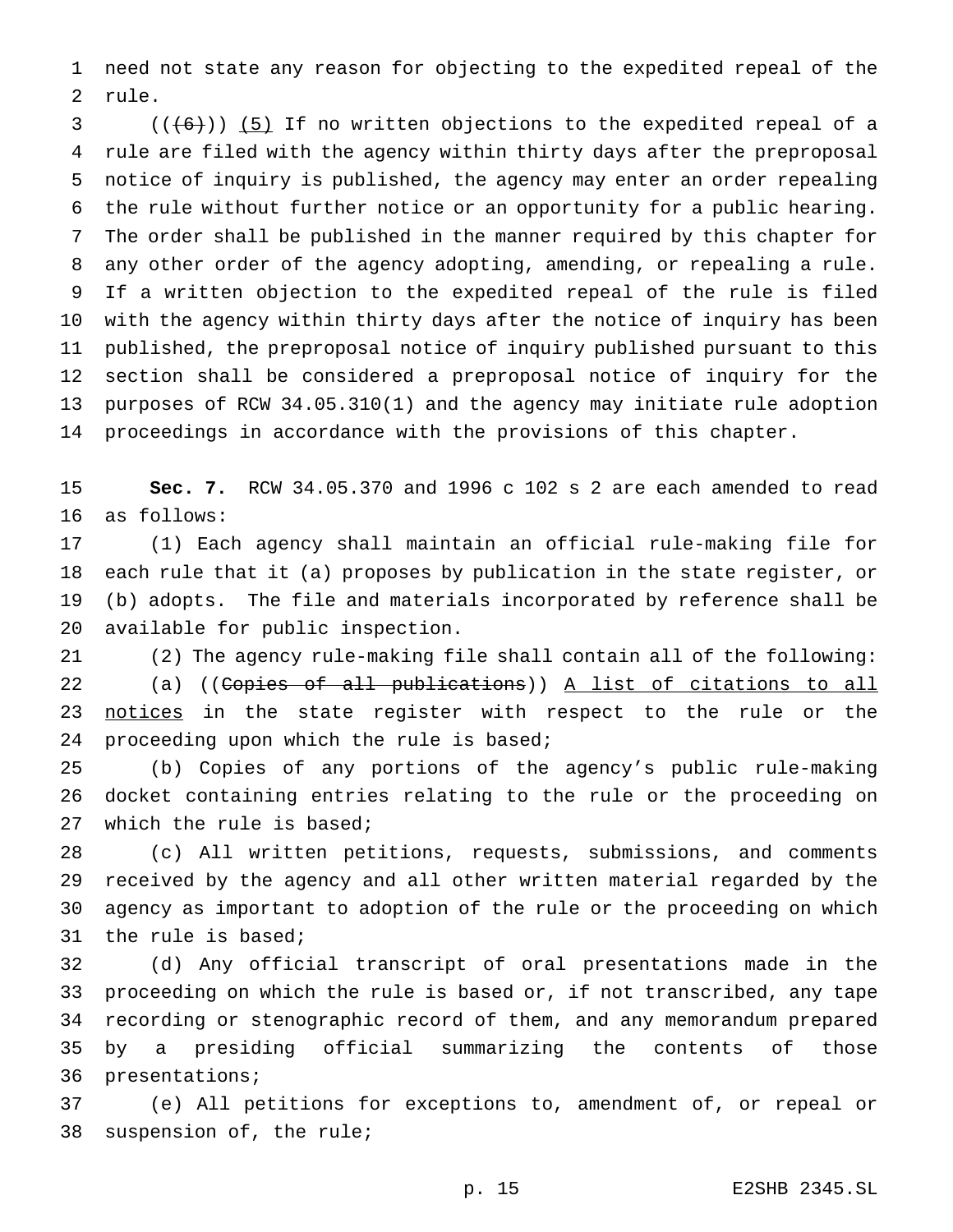need not state any reason for objecting to the expedited repeal of the rule.

(((6))) <u>(5)</u> If no written objections to the expedited repeal of a rule are filed with the agency within thirty days after the preproposal notice of inquiry is published, the agency may enter an order repealing the rule without further notice or an opportunity for a public hearing. The order shall be published in the manner required by this chapter for any other order of the agency adopting, amending, or repealing a rule. If a written objection to the expedited repeal of the rule is filed with the agency within thirty days after the notice of inquiry has been published, the preproposal notice of inquiry published pursuant to this section shall be considered a preproposal notice of inquiry for the purposes of RCW 34.05.310(1) and the agency may initiate rule adoption proceedings in accordance with the provisions of this chapter.

**Sec. 7.** RCW 34.05.370 and 1996 c 102 s 2 are each amended to read as follows:

(1) Each agency shall maintain an official rule-making file for each rule that it (a) proposes by publication in the state register, or (b) adopts. The file and materials incorporated by reference shall be available for public inspection.

(2) The agency rule-making file shall contain all of the following:

(a) ((~~Copies of all publications~~)) <u>A list of citations to all notices</u> in the state register with respect to the rule or the proceeding upon which the rule is based;

(b) Copies of any portions of the agency's public rule-making docket containing entries relating to the rule or the proceeding on which the rule is based;

(c) All written petitions, requests, submissions, and comments received by the agency and all other written material regarded by the agency as important to adoption of the rule or the proceeding on which the rule is based;

(d) Any official transcript of oral presentations made in the proceeding on which the rule is based or, if not transcribed, any tape recording or stenographic record of them, and any memorandum prepared by a presiding official summarizing the contents of those presentations;

(e) All petitions for exceptions to, amendment of, or repeal or suspension of, the rule;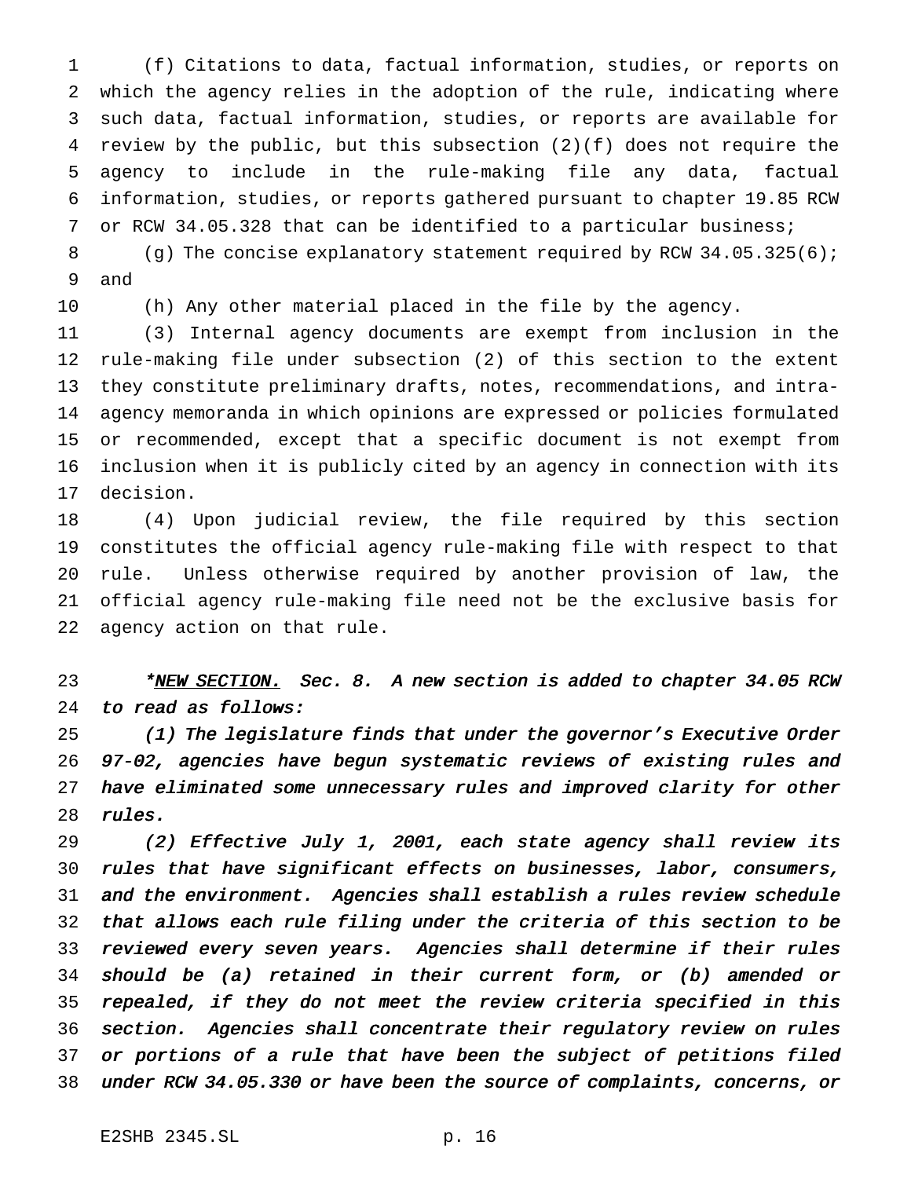(f) Citations to data, factual information, studies, or reports on which the agency relies in the adoption of the rule, indicating where such data, factual information, studies, or reports are available for review by the public, but this subsection (2)(f) does not require the agency to include in the rule-making file any data, factual information, studies, or reports gathered pursuant to chapter 19.85 RCW or RCW 34.05.328 that can be identified to a particular business;

(g) The concise explanatory statement required by RCW 34.05.325(6); and

(h) Any other material placed in the file by the agency.

(3) Internal agency documents are exempt from inclusion in the rule-making file under subsection (2) of this section to the extent they constitute preliminary drafts, notes, recommendations, and intra-agency memoranda in which opinions are expressed or policies formulated or recommended, except that a specific document is not exempt from inclusion when it is publicly cited by an agency in connection with its decision.

(4) Upon judicial review, the file required by this section constitutes the official agency rule-making file with respect to that rule. Unless otherwise required by another provision of law, the official agency rule-making file need not be the exclusive basis for agency action on that rule.

*\*NEW SECTION. Sec. 8. A new section is added to chapter 34.05 RCW to read as follows:*

*(1) The legislature finds that under the governor's Executive Order 97-02, agencies have begun systematic reviews of existing rules and have eliminated some unnecessary rules and improved clarity for other rules.*

*(2) Effective July 1, 2001, each state agency shall review its rules that have significant effects on businesses, labor, consumers, and the environment. Agencies shall establish a rules review schedule that allows each rule filing under the criteria of this section to be reviewed every seven years. Agencies shall determine if their rules should be (a) retained in their current form, or (b) amended or repealed, if they do not meet the review criteria specified in this section. Agencies shall concentrate their regulatory review on rules or portions of a rule that have been the subject of petitions filed under RCW 34.05.330 or have been the source of complaints, concerns, or*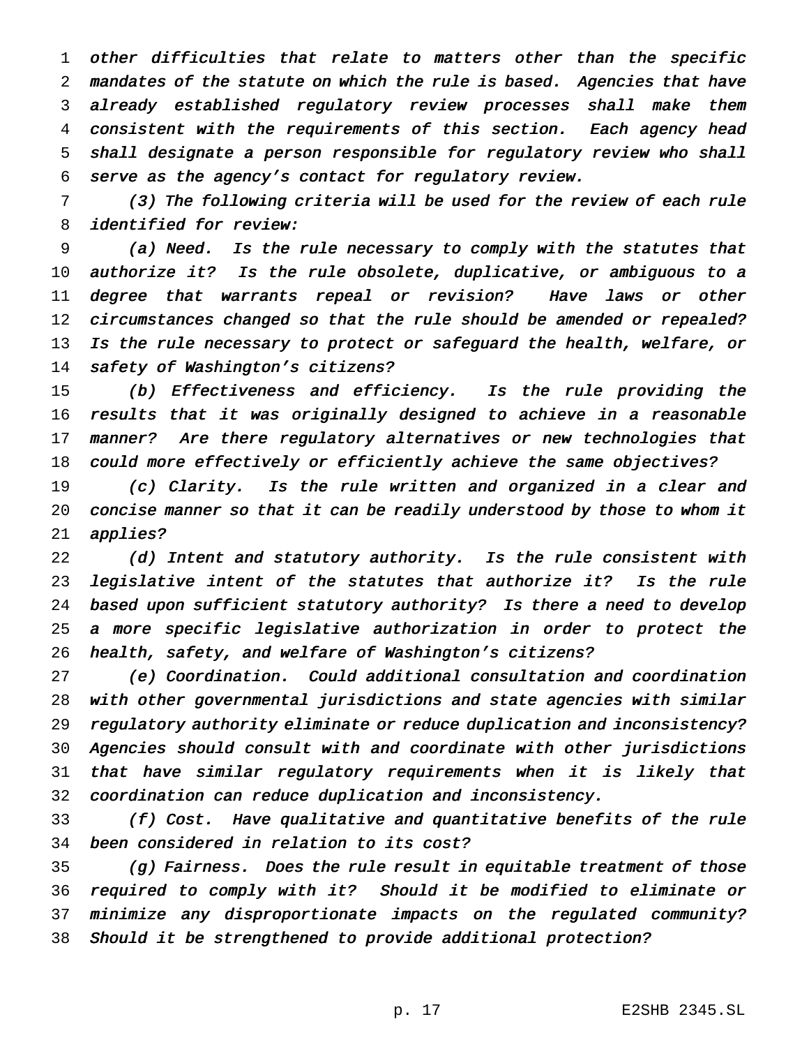*other difficulties that relate to matters other than the specific mandates of the statute on which the rule is based. Agencies that have already established regulatory review processes shall make them consistent with the requirements of this section. Each agency head shall designate a person responsible for regulatory review who shall serve as the agency's contact for regulatory review.*

*(3) The following criteria will be used for the review of each rule identified for review:*

*(a) Need. Is the rule necessary to comply with the statutes that authorize it? Is the rule obsolete, duplicative, or ambiguous to a degree that warrants repeal or revision? Have laws or other circumstances changed so that the rule should be amended or repealed? Is the rule necessary to protect or safeguard the health, welfare, or safety of Washington's citizens?*

*(b) Effectiveness and efficiency. Is the rule providing the results that it was originally designed to achieve in a reasonable manner? Are there regulatory alternatives or new technologies that could more effectively or efficiently achieve the same objectives?*

*(c) Clarity. Is the rule written and organized in a clear and concise manner so that it can be readily understood by those to whom it applies?*

*(d) Intent and statutory authority. Is the rule consistent with legislative intent of the statutes that authorize it? Is the rule based upon sufficient statutory authority? Is there a need to develop a more specific legislative authorization in order to protect the health, safety, and welfare of Washington's citizens?*

*(e) Coordination. Could additional consultation and coordination with other governmental jurisdictions and state agencies with similar regulatory authority eliminate or reduce duplication and inconsistency? Agencies should consult with and coordinate with other jurisdictions that have similar regulatory requirements when it is likely that coordination can reduce duplication and inconsistency.*

*(f) Cost. Have qualitative and quantitative benefits of the rule been considered in relation to its cost?*

*(g) Fairness. Does the rule result in equitable treatment of those required to comply with it? Should it be modified to eliminate or minimize any disproportionate impacts on the regulated community? Should it be strengthened to provide additional protection?*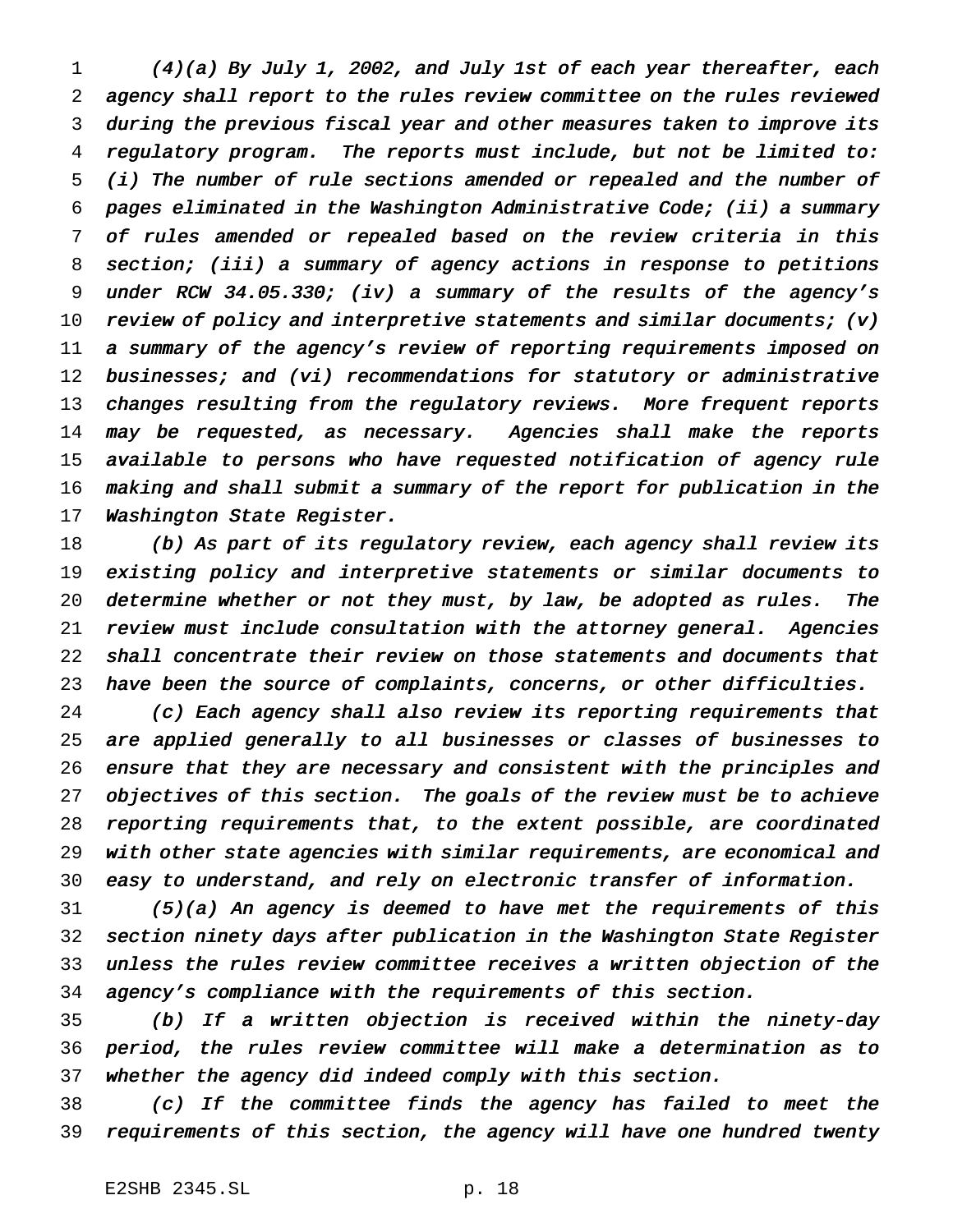*(4)(a) By July 1, 2002, and July 1st of each year thereafter, each agency shall report to the rules review committee on the rules reviewed during the previous fiscal year and other measures taken to improve its regulatory program. The reports must include, but not be limited to: (i) The number of rule sections amended or repealed and the number of pages eliminated in the Washington Administrative Code; (ii) a summary of rules amended or repealed based on the review criteria in this section; (iii) a summary of agency actions in response to petitions under RCW 34.05.330; (iv) a summary of the results of the agency's review of policy and interpretive statements and similar documents; (v) a summary of the agency's review of reporting requirements imposed on businesses; and (vi) recommendations for statutory or administrative changes resulting from the regulatory reviews. More frequent reports may be requested, as necessary. Agencies shall make the reports available to persons who have requested notification of agency rule making and shall submit a summary of the report for publication in the Washington State Register.*

*(b) As part of its regulatory review, each agency shall review its existing policy and interpretive statements or similar documents to determine whether or not they must, by law, be adopted as rules. The review must include consultation with the attorney general. Agencies shall concentrate their review on those statements and documents that have been the source of complaints, concerns, or other difficulties.*

*(c) Each agency shall also review its reporting requirements that are applied generally to all businesses or classes of businesses to ensure that they are necessary and consistent with the principles and objectives of this section. The goals of the review must be to achieve reporting requirements that, to the extent possible, are coordinated with other state agencies with similar requirements, are economical and easy to understand, and rely on electronic transfer of information.*

*(5)(a) An agency is deemed to have met the requirements of this section ninety days after publication in the Washington State Register unless the rules review committee receives a written objection of the agency's compliance with the requirements of this section.*

*(b) If a written objection is received within the ninety-day period, the rules review committee will make a determination as to whether the agency did indeed comply with this section.*

*(c) If the committee finds the agency has failed to meet the requirements of this section, the agency will have one hundred twenty*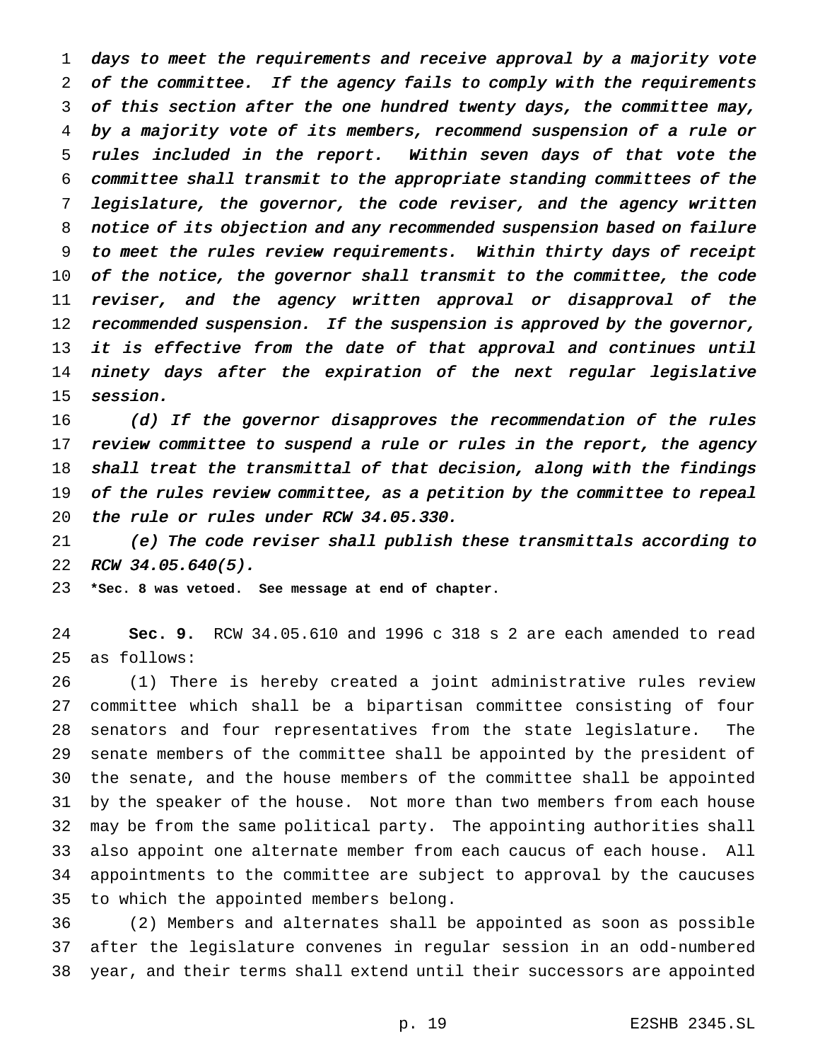*days to meet the requirements and receive approval by a majority vote of the committee. If the agency fails to comply with the requirements of this section after the one hundred twenty days, the committee may, by a majority vote of its members, recommend suspension of a rule or rules included in the report. Within seven days of that vote the committee shall transmit to the appropriate standing committees of the legislature, the governor, the code reviser, and the agency written notice of its objection and any recommended suspension based on failure to meet the rules review requirements. Within thirty days of receipt of the notice, the governor shall transmit to the committee, the code reviser, and the agency written approval or disapproval of the recommended suspension. If the suspension is approved by the governor, it is effective from the date of that approval and continues until ninety days after the expiration of the next regular legislative session.*

*(d) If the governor disapproves the recommendation of the rules review committee to suspend a rule or rules in the report, the agency shall treat the transmittal of that decision, along with the findings of the rules review committee, as a petition by the committee to repeal the rule or rules under RCW 34.05.330.*

*(e) The code reviser shall publish these transmittals according to RCW 34.05.640(5).*

**\*Sec. 8 was vetoed. See message at end of chapter.**

**Sec. 9.** RCW 34.05.610 and 1996 c 318 s 2 are each amended to read as follows:

(1) There is hereby created a joint administrative rules review committee which shall be a bipartisan committee consisting of four senators and four representatives from the state legislature. The senate members of the committee shall be appointed by the president of the senate, and the house members of the committee shall be appointed by the speaker of the house. Not more than two members from each house may be from the same political party. The appointing authorities shall also appoint one alternate member from each caucus of each house. All appointments to the committee are subject to approval by the caucuses to which the appointed members belong.

(2) Members and alternates shall be appointed as soon as possible after the legislature convenes in regular session in an odd-numbered year, and their terms shall extend until their successors are appointed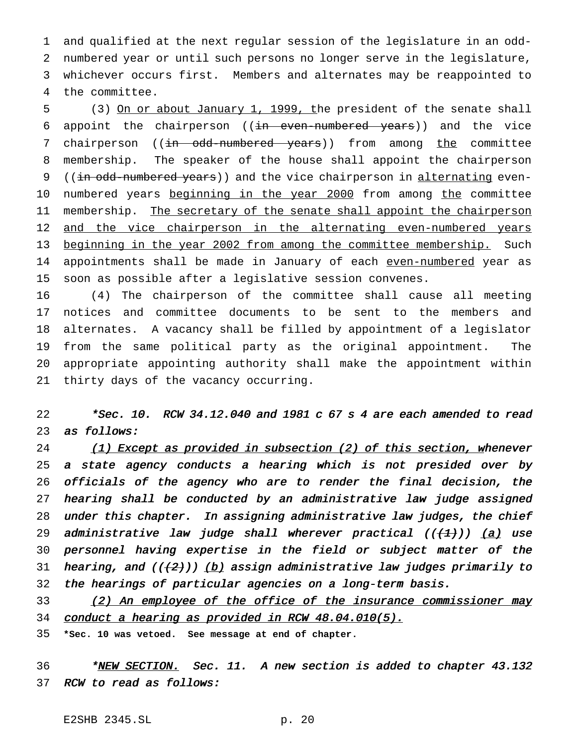and qualified at the next regular session of the legislature in an odd-numbered year or until such persons no longer serve in the legislature, whichever occurs first. Members and alternates may be reappointed to the committee.

(3) On or about January 1, 1999, the president of the senate shall appoint the chairperson ((in even-numbered years)) and the vice chairperson ((in odd-numbered years)) from among the committee membership. The speaker of the house shall appoint the chairperson ((in odd-numbered years)) and the vice chairperson in alternating even-numbered years beginning in the year 2000 from among the committee membership. The secretary of the senate shall appoint the chairperson and the vice chairperson in the alternating even-numbered years beginning in the year 2002 from among the committee membership. Such appointments shall be made in January of each even-numbered year as soon as possible after a legislative session convenes.

(4) The chairperson of the committee shall cause all meeting notices and committee documents to be sent to the members and alternates. A vacancy shall be filled by appointment of a legislator from the same political party as the original appointment. The appropriate appointing authority shall make the appointment within thirty days of the vacancy occurring.

*\*Sec. 10. RCW 34.12.040 and 1981 c 67 s 4 are each amended to read as follows:*

*(1) Except as provided in subsection (2) of this section, whenever a state agency conducts a hearing which is not presided over by officials of the agency who are to render the final decision, the hearing shall be conducted by an administrative law judge assigned under this chapter. In assigning administrative law judges, the chief administrative law judge shall wherever practical (((1))) (a) use personnel having expertise in the field or subject matter of the hearing, and (((2))) (b) assign administrative law judges primarily to the hearings of particular agencies on a long-term basis.*

*(2) An employee of the office of the insurance commissioner may conduct a hearing as provided in RCW 48.04.010(5).*

**\*Sec. 10 was vetoed. See message at end of chapter.**

*\*NEW SECTION. Sec. 11. A new section is added to chapter 43.132 RCW to read as follows:*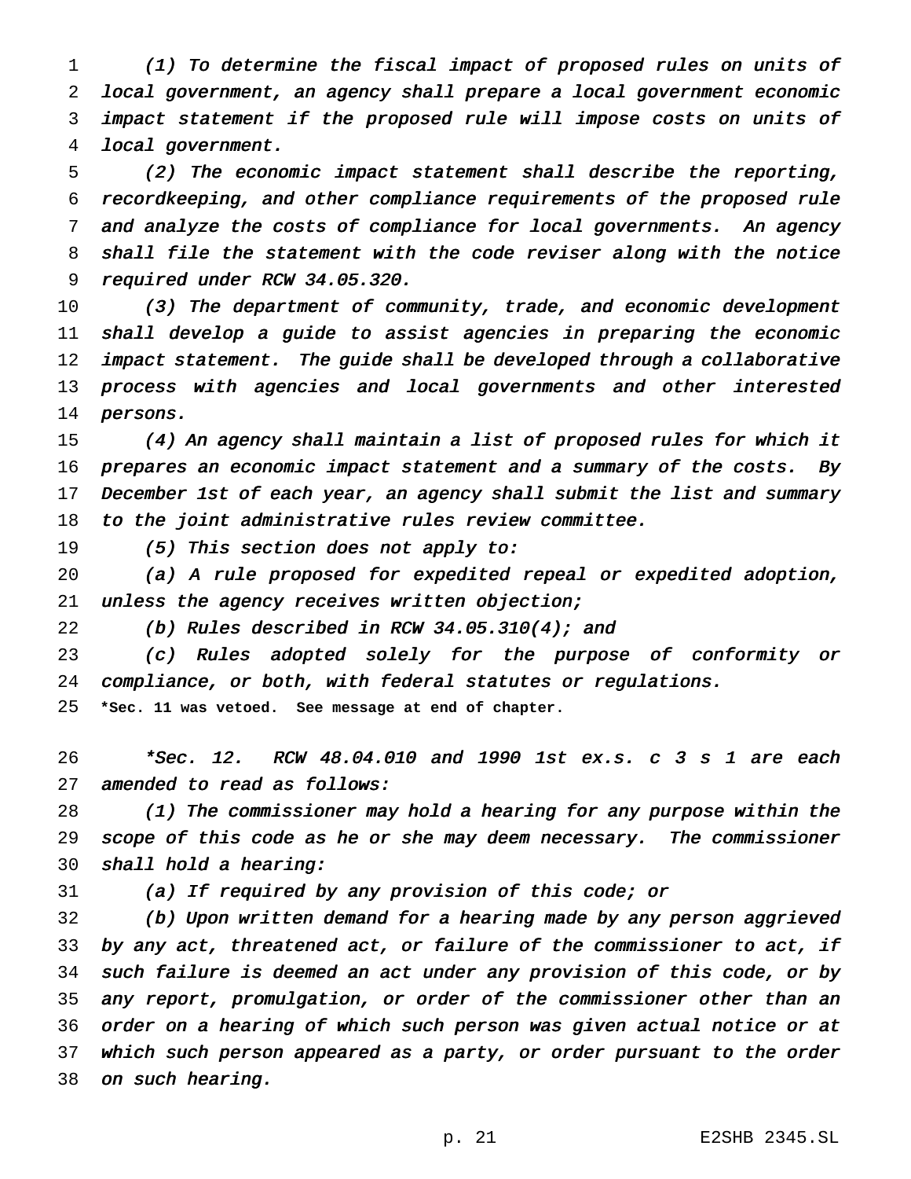*(1) To determine the fiscal impact of proposed rules on units of local government, an agency shall prepare a local government economic impact statement if the proposed rule will impose costs on units of local government.*

*(2) The economic impact statement shall describe the reporting, recordkeeping, and other compliance requirements of the proposed rule and analyze the costs of compliance for local governments. An agency shall file the statement with the code reviser along with the notice required under RCW 34.05.320.*

*(3) The department of community, trade, and economic development shall develop a guide to assist agencies in preparing the economic impact statement. The guide shall be developed through a collaborative process with agencies and local governments and other interested persons.*

*(4) An agency shall maintain a list of proposed rules for which it prepares an economic impact statement and a summary of the costs. By December 1st of each year, an agency shall submit the list and summary to the joint administrative rules review committee.*

*(5) This section does not apply to:*

*(a) A rule proposed for expedited repeal or expedited adoption, unless the agency receives written objection;*

*(b) Rules described in RCW 34.05.310(4); and*

*(c) Rules adopted solely for the purpose of conformity or compliance, or both, with federal statutes or regulations.*

**\*Sec. 11 was vetoed. See message at end of chapter.**

*\*Sec. 12. RCW 48.04.010 and 1990 1st ex.s. c 3 s 1 are each amended to read as follows:*

*(1) The commissioner may hold a hearing for any purpose within the scope of this code as he or she may deem necessary. The commissioner shall hold a hearing:*

*(a) If required by any provision of this code; or*

*(b) Upon written demand for a hearing made by any person aggrieved by any act, threatened act, or failure of the commissioner to act, if such failure is deemed an act under any provision of this code, or by any report, promulgation, or order of the commissioner other than an order on a hearing of which such person was given actual notice or at which such person appeared as a party, or order pursuant to the order on such hearing.*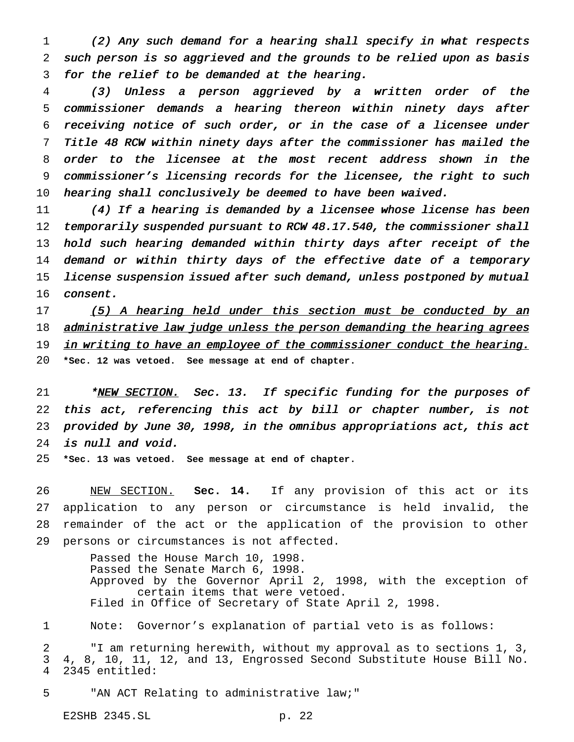*(2) Any such demand for a hearing shall specify in what respects such person is so aggrieved and the grounds to be relied upon as basis for the relief to be demanded at the hearing.*

*(3) Unless a person aggrieved by a written order of the commissioner demands a hearing thereon within ninety days after receiving notice of such order, or in the case of a licensee under Title 48 RCW within ninety days after the commissioner has mailed the order to the licensee at the most recent address shown in the commissioner's licensing records for the licensee, the right to such hearing shall conclusively be deemed to have been waived.*

*(4) If a hearing is demanded by a licensee whose license has been temporarily suspended pursuant to RCW 48.17.540, the commissioner shall hold such hearing demanded within thirty days after receipt of the demand or within thirty days of the effective date of a temporary license suspension issued after such demand, unless postponed by mutual consent.*

*<u>(5) A hearing held under this section must be conducted by an administrative law judge unless the person demanding the hearing agrees in writing to have an employee of the commissioner conduct the hearing.</u>*

**\*Sec. 12 was vetoed. See message at end of chapter.**

*\*<u>NEW SECTION.</u> Sec. 13. If specific funding for the purposes of this act, referencing this act by bill or chapter number, is not provided by June 30, 1998, in the omnibus appropriations act, this act is null and void.*

**\*Sec. 13 was vetoed. See message at end of chapter.**

<u>NEW SECTION.</u> **Sec. 14.** If any provision of this act or its application to any person or circumstance is held invalid, the remainder of the act or the application of the provision to other persons or circumstances is not affected.

Passed the House March 10, 1998.
Passed the Senate March 6, 1998.
Approved by the Governor April 2, 1998, with the exception of certain items that were vetoed.
Filed in Office of Secretary of State April 2, 1998.

Note: Governor's explanation of partial veto is as follows:

"I am returning herewith, without my approval as to sections 1, 3, 4, 8, 10, 11, 12, and 13, Engrossed Second Substitute House Bill No. 2345 entitled:

"AN ACT Relating to administrative law;"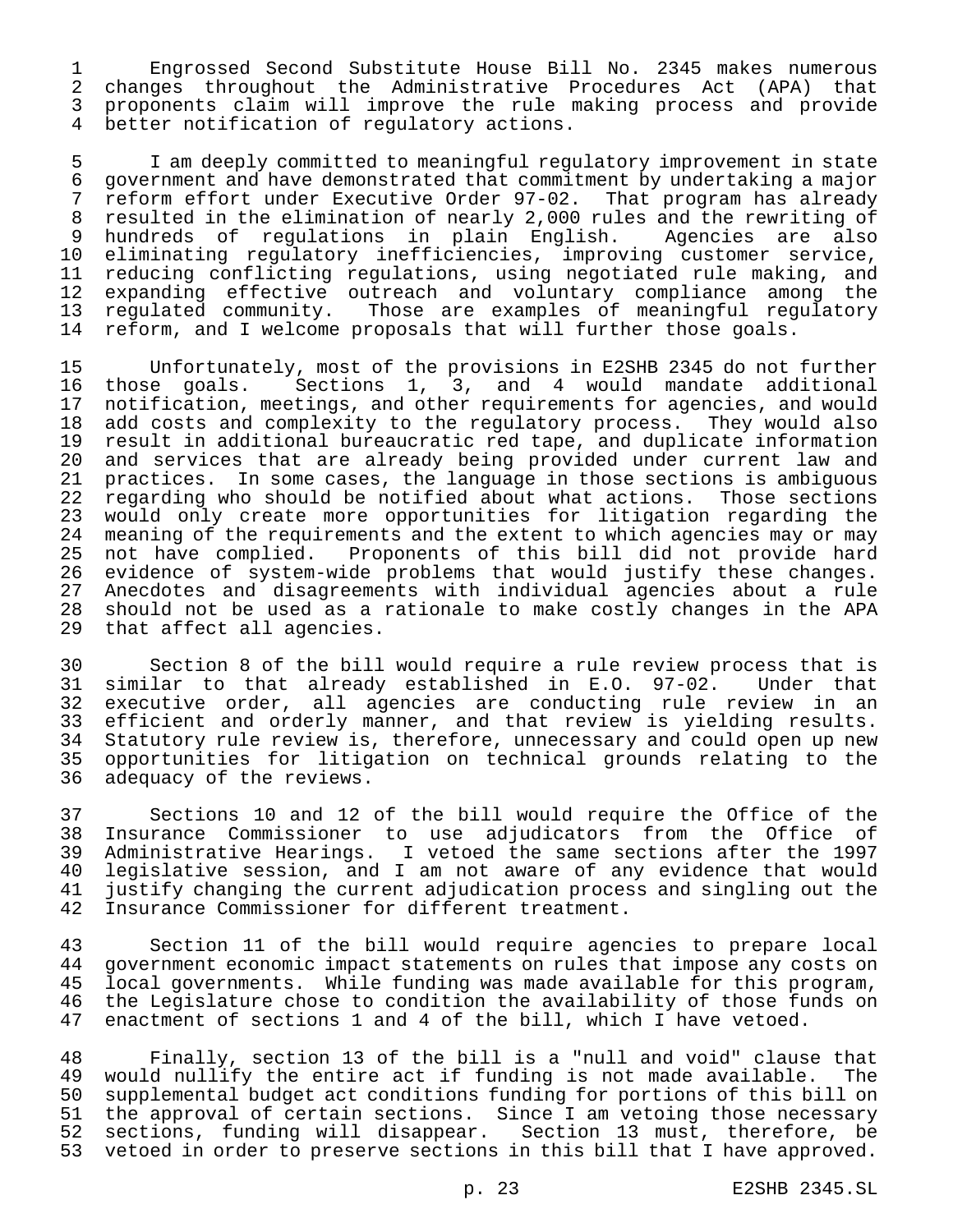Engrossed Second Substitute House Bill No. 2345 makes numerous changes throughout the Administrative Procedures Act (APA) that proponents claim will improve the rule making process and provide better notification of regulatory actions.

I am deeply committed to meaningful regulatory improvement in state government and have demonstrated that commitment by undertaking a major reform effort under Executive Order 97-02. That program has already resulted in the elimination of nearly 2,000 rules and the rewriting of hundreds of regulations in plain English. Agencies are also eliminating regulatory inefficiencies, improving customer service, reducing conflicting regulations, using negotiated rule making, and expanding effective outreach and voluntary compliance among the regulated community. Those are examples of meaningful regulatory reform, and I welcome proposals that will further those goals.

Unfortunately, most of the provisions in E2SHB 2345 do not further those goals. Sections 1, 3, and 4 would mandate additional notification, meetings, and other requirements for agencies, and would add costs and complexity to the regulatory process. They would also result in additional bureaucratic red tape, and duplicate information and services that are already being provided under current law and practices. In some cases, the language in those sections is ambiguous regarding who should be notified about what actions. Those sections would only create more opportunities for litigation regarding the meaning of the requirements and the extent to which agencies may or may not have complied. Proponents of this bill did not provide hard evidence of system-wide problems that would justify these changes. Anecdotes and disagreements with individual agencies about a rule should not be used as a rationale to make costly changes in the APA that affect all agencies.

Section 8 of the bill would require a rule review process that is similar to that already established in E.O. 97-02. Under that executive order, all agencies are conducting rule review in an efficient and orderly manner, and that review is yielding results. Statutory rule review is, therefore, unnecessary and could open up new opportunities for litigation on technical grounds relating to the adequacy of the reviews.

Sections 10 and 12 of the bill would require the Office of the Insurance Commissioner to use adjudicators from the Office of Administrative Hearings. I vetoed the same sections after the 1997 legislative session, and I am not aware of any evidence that would justify changing the current adjudication process and singling out the Insurance Commissioner for different treatment.

Section 11 of the bill would require agencies to prepare local government economic impact statements on rules that impose any costs on local governments. While funding was made available for this program, the Legislature chose to condition the availability of those funds on enactment of sections 1 and 4 of the bill, which I have vetoed.

Finally, section 13 of the bill is a "null and void" clause that would nullify the entire act if funding is not made available. The supplemental budget act conditions funding for portions of this bill on the approval of certain sections. Since I am vetoing those necessary sections, funding will disappear. Section 13 must, therefore, be vetoed in order to preserve sections in this bill that I have approved.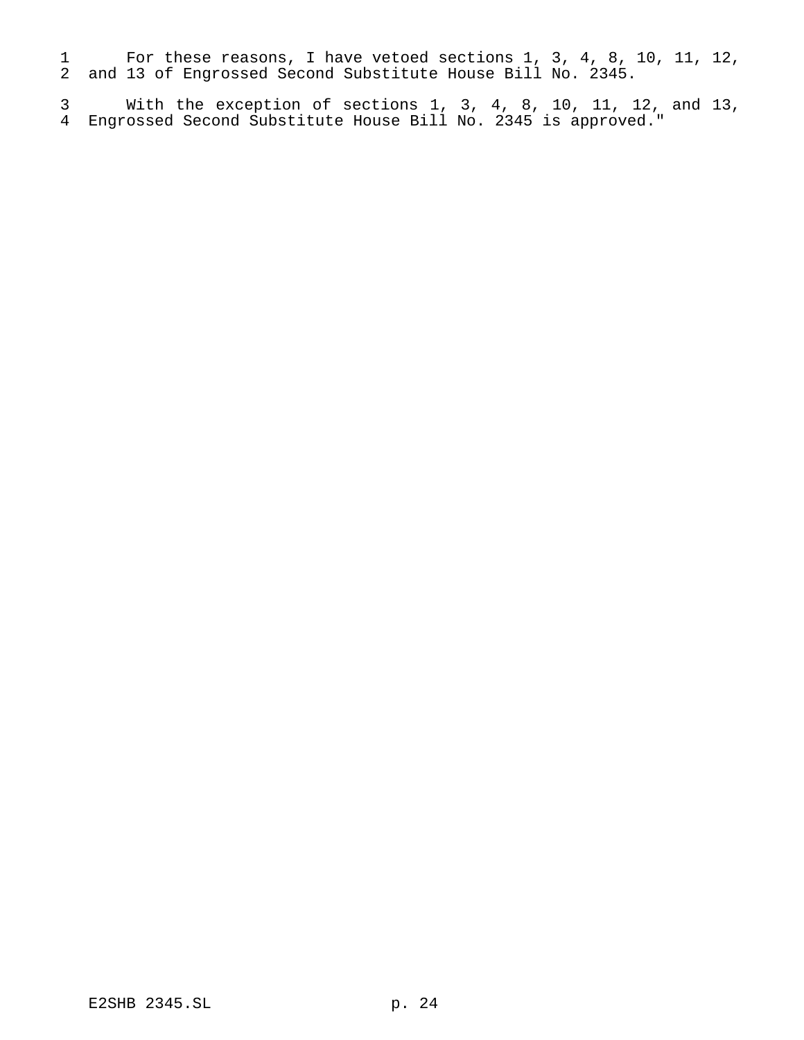For these reasons, I have vetoed sections 1, 3, 4, 8, 10, 11, 12, and 13 of Engrossed Second Substitute House Bill No. 2345.

With the exception of sections 1, 3, 4, 8, 10, 11, 12, and 13, Engrossed Second Substitute House Bill No. 2345 is approved."